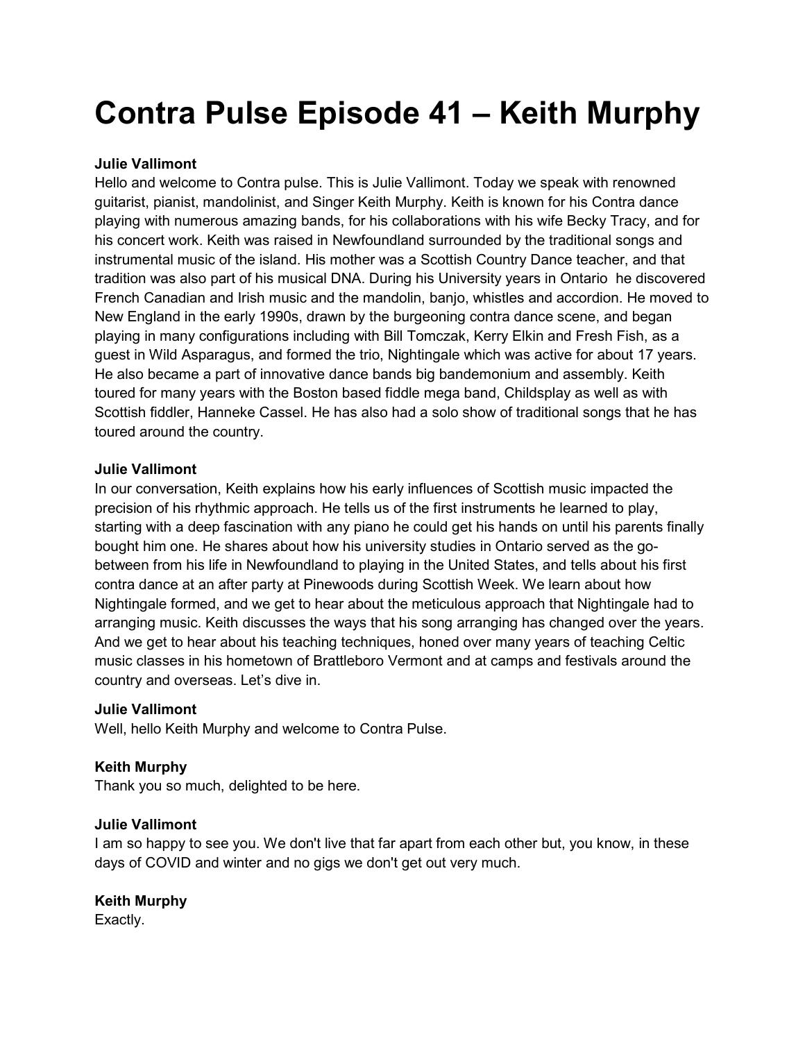# Contra Pulse Episode 41 – Keith Murphy

**Julie Vallimont**
Hello and welcome to Contra pulse. This is Julie Vallimont. Today we speak with renowned guitarist, pianist, mandolinist, and Singer Keith Murphy. Keith is known for his Contra dance playing with numerous amazing bands, for his collaborations with his wife Becky Tracy, and for his concert work. Keith was raised in Newfoundland surrounded by the traditional songs and instrumental music of the island. His mother was a Scottish Country Dance teacher, and that tradition was also part of his musical DNA. During his University years in Ontario he discovered French Canadian and Irish music and the mandolin, banjo, whistles and accordion. He moved to New England in the early 1990s, drawn by the burgeoning contra dance scene, and began playing in many configurations including with Bill Tomczak, Kerry Elkin and Fresh Fish, as a guest in Wild Asparagus, and formed the trio, Nightingale which was active for about 17 years. He also became a part of innovative dance bands big bandemonium and assembly. Keith toured for many years with the Boston based fiddle mega band, Childsplay as well as with Scottish fiddler, Hanneke Cassel. He has also had a solo show of traditional songs that he has toured around the country.

**Julie Vallimont**
In our conversation, Keith explains how his early influences of Scottish music impacted the precision of his rhythmic approach. He tells us of the first instruments he learned to play, starting with a deep fascination with any piano he could get his hands on until his parents finally bought him one. He shares about how his university studies in Ontario served as the go-between from his life in Newfoundland to playing in the United States, and tells about his first contra dance at an after party at Pinewoods during Scottish Week. We learn about how Nightingale formed, and we get to hear about the meticulous approach that Nightingale had to arranging music. Keith discusses the ways that his song arranging has changed over the years. And we get to hear about his teaching techniques, honed over many years of teaching Celtic music classes in his hometown of Brattleboro Vermont and at camps and festivals around the country and overseas. Let's dive in.

**Julie Vallimont**
Well, hello Keith Murphy and welcome to Contra Pulse.

**Keith Murphy**
Thank you so much, delighted to be here.

**Julie Vallimont**
I am so happy to see you. We don't live that far apart from each other but, you know, in these days of COVID and winter and no gigs we don't get out very much.

**Keith Murphy**
Exactly.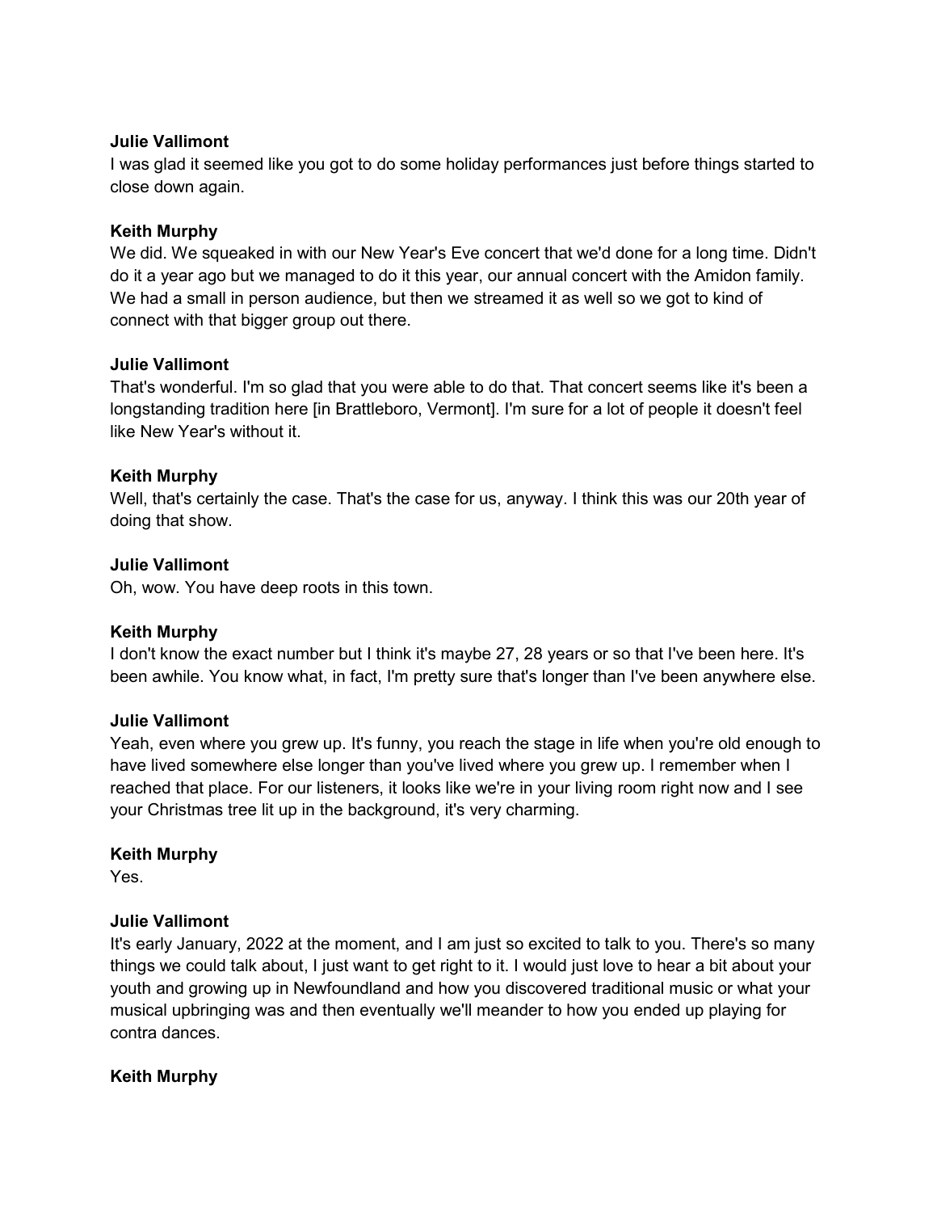**Julie Vallimont**
I was glad it seemed like you got to do some holiday performances just before things started to close down again.

**Keith Murphy**
We did. We squeaked in with our New Year's Eve concert that we'd done for a long time. Didn't do it a year ago but we managed to do it this year, our annual concert with the Amidon family. We had a small in person audience, but then we streamed it as well so we got to kind of connect with that bigger group out there.

**Julie Vallimont**
That's wonderful. I'm so glad that you were able to do that. That concert seems like it's been a longstanding tradition here [in Brattleboro, Vermont]. I'm sure for a lot of people it doesn't feel like New Year's without it.

**Keith Murphy**
Well, that's certainly the case. That's the case for us, anyway. I think this was our 20th year of doing that show.

**Julie Vallimont**
Oh, wow. You have deep roots in this town.

**Keith Murphy**
I don't know the exact number but I think it's maybe 27, 28 years or so that I've been here. It's been awhile. You know what, in fact, I'm pretty sure that's longer than I've been anywhere else.

**Julie Vallimont**
Yeah, even where you grew up. It's funny, you reach the stage in life when you're old enough to have lived somewhere else longer than you've lived where you grew up. I remember when I reached that place. For our listeners, it looks like we're in your living room right now and I see your Christmas tree lit up in the background, it's very charming.

**Keith Murphy**
Yes.

**Julie Vallimont**
It's early January, 2022 at the moment, and I am just so excited to talk to you. There's so many things we could talk about, I just want to get right to it. I would just love to hear a bit about your youth and growing up in Newfoundland and how you discovered traditional music or what your musical upbringing was and then eventually we'll meander to how you ended up playing for contra dances.

**Keith Murphy**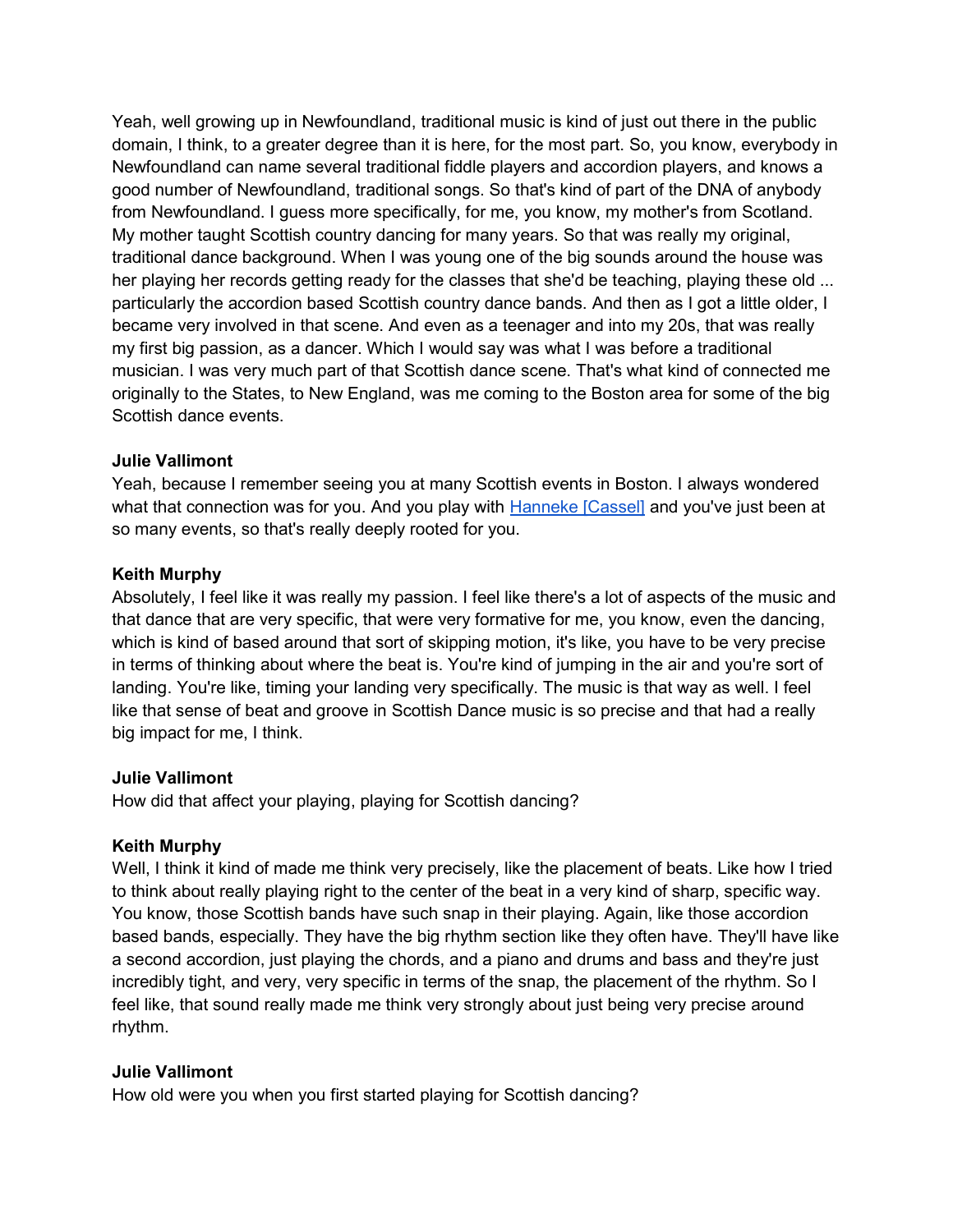Yeah, well growing up in Newfoundland, traditional music is kind of just out there in the public domain, I think, to a greater degree than it is here, for the most part. So, you know, everybody in Newfoundland can name several traditional fiddle players and accordion players, and knows a good number of Newfoundland, traditional songs. So that's kind of part of the DNA of anybody from Newfoundland. I guess more specifically, for me, you know, my mother's from Scotland. My mother taught Scottish country dancing for many years. So that was really my original, traditional dance background. When I was young one of the big sounds around the house was her playing her records getting ready for the classes that she'd be teaching, playing these old ... particularly the accordion based Scottish country dance bands. And then as I got a little older, I became very involved in that scene. And even as a teenager and into my 20s, that was really my first big passion, as a dancer. Which I would say was what I was before a traditional musician. I was very much part of that Scottish dance scene. That's what kind of connected me originally to the States, to New England, was me coming to the Boston area for some of the big Scottish dance events.

**Julie Vallimont**
Yeah, because I remember seeing you at many Scottish events in Boston. I always wondered what that connection was for you. And you play with Hanneke [Cassel] and you've just been at so many events, so that's really deeply rooted for you.

**Keith Murphy**
Absolutely, I feel like it was really my passion. I feel like there's a lot of aspects of the music and that dance that are very specific, that were very formative for me, you know, even the dancing, which is kind of based around that sort of skipping motion, it's like, you have to be very precise in terms of thinking about where the beat is. You're kind of jumping in the air and you're sort of landing. You're like, timing your landing very specifically. The music is that way as well. I feel like that sense of beat and groove in Scottish Dance music is so precise and that had a really big impact for me, I think.

**Julie Vallimont**
How did that affect your playing, playing for Scottish dancing?

**Keith Murphy**
Well, I think it kind of made me think very precisely, like the placement of beats. Like how I tried to think about really playing right to the center of the beat in a very kind of sharp, specific way. You know, those Scottish bands have such snap in their playing. Again, like those accordion based bands, especially. They have the big rhythm section like they often have. They'll have like a second accordion, just playing the chords, and a piano and drums and bass and they're just incredibly tight, and very, very specific in terms of the snap, the placement of the rhythm. So I feel like, that sound really made me think very strongly about just being very precise around rhythm.

**Julie Vallimont**
How old were you when you first started playing for Scottish dancing?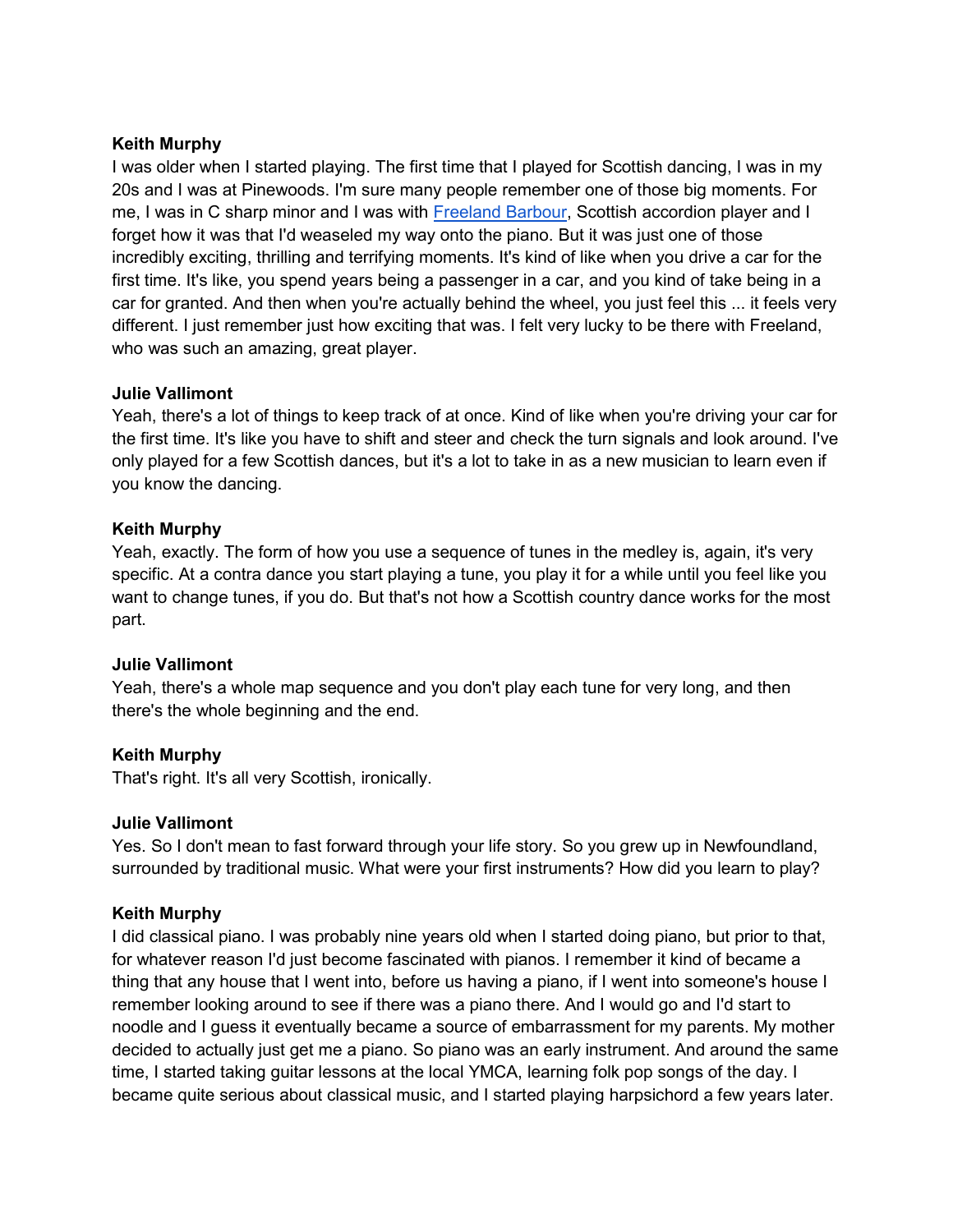**Keith Murphy**
I was older when I started playing. The first time that I played for Scottish dancing, I was in my 20s and I was at Pinewoods. I'm sure many people remember one of those big moments. For me, I was in C sharp minor and I was with [Freeland Barbour](), Scottish accordion player and I forget how it was that I'd weaseled my way onto the piano. But it was just one of those incredibly exciting, thrilling and terrifying moments. It's kind of like when you drive a car for the first time. It's like, you spend years being a passenger in a car, and you kind of take being in a car for granted. And then when you're actually behind the wheel, you just feel this ... it feels very different. I just remember just how exciting that was. I felt very lucky to be there with Freeland, who was such an amazing, great player.

**Julie Vallimont**
Yeah, there's a lot of things to keep track of at once. Kind of like when you're driving your car for the first time. It's like you have to shift and steer and check the turn signals and look around. I've only played for a few Scottish dances, but it's a lot to take in as a new musician to learn even if you know the dancing.

**Keith Murphy**
Yeah, exactly. The form of how you use a sequence of tunes in the medley is, again, it's very specific. At a contra dance you start playing a tune, you play it for a while until you feel like you want to change tunes, if you do. But that's not how a Scottish country dance works for the most part.

**Julie Vallimont**
Yeah, there's a whole map sequence and you don't play each tune for very long, and then there's the whole beginning and the end.

**Keith Murphy**
That's right. It's all very Scottish, ironically.

**Julie Vallimont**
Yes. So I don't mean to fast forward through your life story. So you grew up in Newfoundland, surrounded by traditional music. What were your first instruments? How did you learn to play?

**Keith Murphy**
I did classical piano. I was probably nine years old when I started doing piano, but prior to that, for whatever reason I'd just become fascinated with pianos. I remember it kind of became a thing that any house that I went into, before us having a piano, if I went into someone's house I remember looking around to see if there was a piano there. And I would go and I'd start to noodle and I guess it eventually became a source of embarrassment for my parents. My mother decided to actually just get me a piano. So piano was an early instrument. And around the same time, I started taking guitar lessons at the local YMCA, learning folk pop songs of the day. I became quite serious about classical music, and I started playing harpsichord a few years later.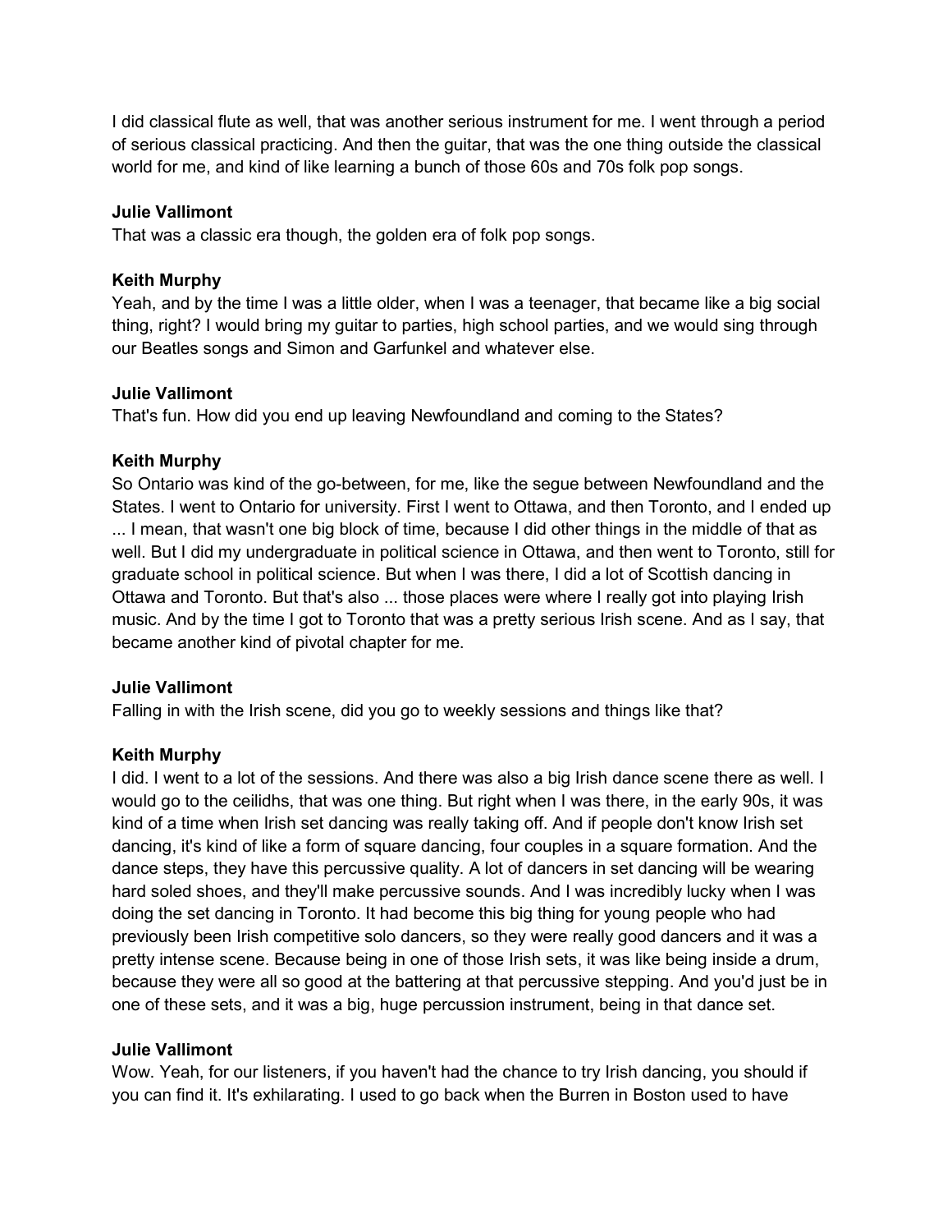I did classical flute as well, that was another serious instrument for me. I went through a period of serious classical practicing. And then the guitar, that was the one thing outside the classical world for me, and kind of like learning a bunch of those 60s and 70s folk pop songs.

**Julie Vallimont**
That was a classic era though, the golden era of folk pop songs.

**Keith Murphy**
Yeah, and by the time I was a little older, when I was a teenager, that became like a big social thing, right? I would bring my guitar to parties, high school parties, and we would sing through our Beatles songs and Simon and Garfunkel and whatever else.

**Julie Vallimont**
That's fun. How did you end up leaving Newfoundland and coming to the States?

**Keith Murphy**
So Ontario was kind of the go-between, for me, like the segue between Newfoundland and the States. I went to Ontario for university. First I went to Ottawa, and then Toronto, and I ended up ... I mean, that wasn't one big block of time, because I did other things in the middle of that as well. But I did my undergraduate in political science in Ottawa, and then went to Toronto, still for graduate school in political science. But when I was there, I did a lot of Scottish dancing in Ottawa and Toronto. But that's also ... those places were where I really got into playing Irish music. And by the time I got to Toronto that was a pretty serious Irish scene. And as I say, that became another kind of pivotal chapter for me.

**Julie Vallimont**
Falling in with the Irish scene, did you go to weekly sessions and things like that?

**Keith Murphy**
I did. I went to a lot of the sessions. And there was also a big Irish dance scene there as well. I would go to the ceilidhs, that was one thing. But right when I was there, in the early 90s, it was kind of a time when Irish set dancing was really taking off. And if people don't know Irish set dancing, it's kind of like a form of square dancing, four couples in a square formation. And the dance steps, they have this percussive quality. A lot of dancers in set dancing will be wearing hard soled shoes, and they'll make percussive sounds. And I was incredibly lucky when I was doing the set dancing in Toronto. It had become this big thing for young people who had previously been Irish competitive solo dancers, so they were really good dancers and it was a pretty intense scene. Because being in one of those Irish sets, it was like being inside a drum, because they were all so good at the battering at that percussive stepping. And you'd just be in one of these sets, and it was a big, huge percussion instrument, being in that dance set.

**Julie Vallimont**
Wow. Yeah, for our listeners, if you haven't had the chance to try Irish dancing, you should if you can find it. It's exhilarating. I used to go back when the Burren in Boston used to have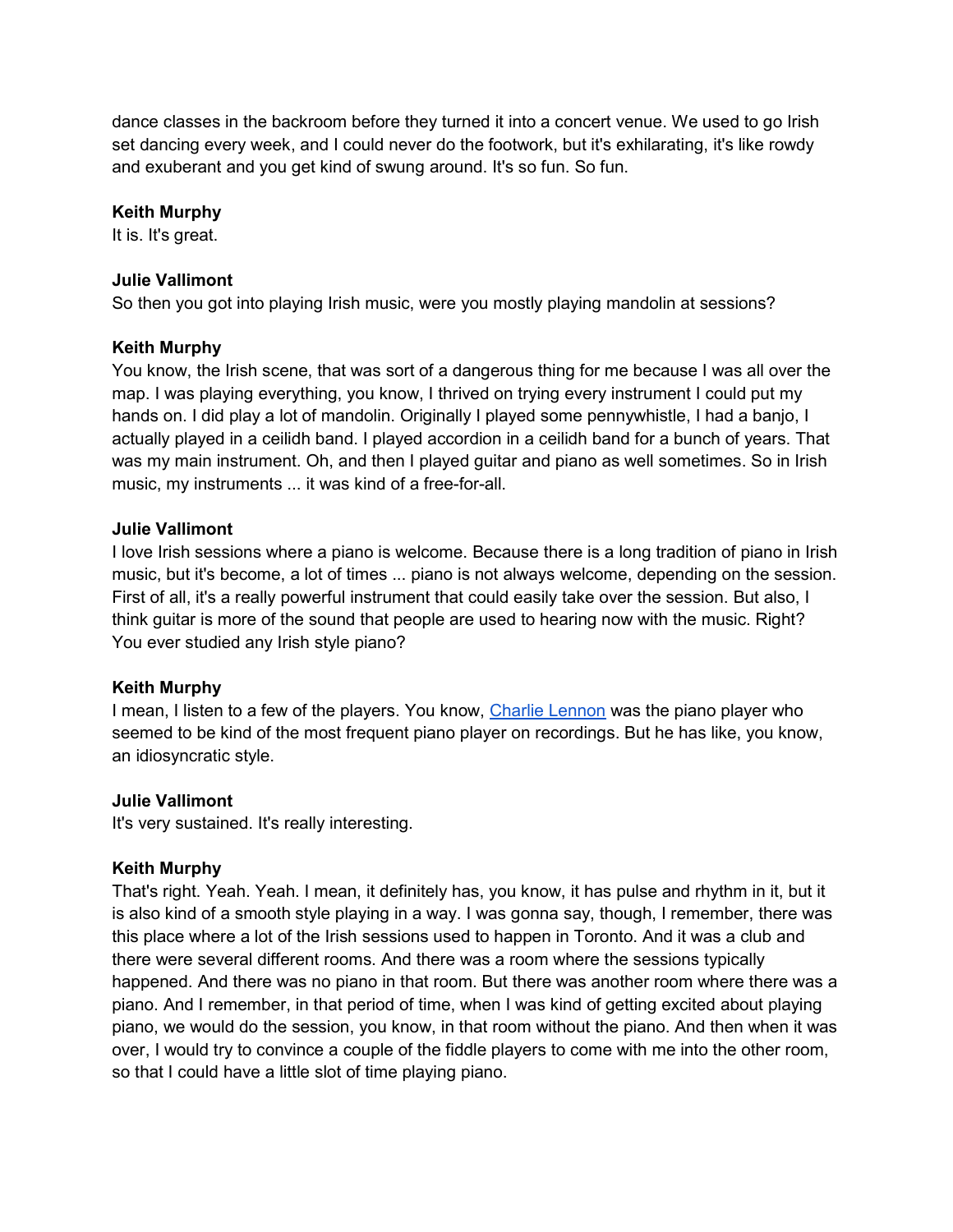dance classes in the backroom before they turned it into a concert venue. We used to go Irish set dancing every week, and I could never do the footwork, but it's exhilarating, it's like rowdy and exuberant and you get kind of swung around. It's so fun. So fun.

**Keith Murphy**
It is. It's great.

**Julie Vallimont**
So then you got into playing Irish music, were you mostly playing mandolin at sessions?

**Keith Murphy**
You know, the Irish scene, that was sort of a dangerous thing for me because I was all over the map. I was playing everything, you know, I thrived on trying every instrument I could put my hands on. I did play a lot of mandolin. Originally I played some pennywhistle, I had a banjo, I actually played in a ceilidh band. I played accordion in a ceilidh band for a bunch of years. That was my main instrument. Oh, and then I played guitar and piano as well sometimes. So in Irish music, my instruments ... it was kind of a free-for-all.

**Julie Vallimont**
I love Irish sessions where a piano is welcome. Because there is a long tradition of piano in Irish music, but it's become, a lot of times ... piano is not always welcome, depending on the session. First of all, it's a really powerful instrument that could easily take over the session. But also, I think guitar is more of the sound that people are used to hearing now with the music. Right? You ever studied any Irish style piano?

**Keith Murphy**
I mean, I listen to a few of the players. You know, Charlie Lennon was the piano player who seemed to be kind of the most frequent piano player on recordings. But he has like, you know, an idiosyncratic style.

**Julie Vallimont**
It's very sustained. It's really interesting.

**Keith Murphy**
That's right. Yeah. Yeah. I mean, it definitely has, you know, it has pulse and rhythm in it, but it is also kind of a smooth style playing in a way. I was gonna say, though, I remember, there was this place where a lot of the Irish sessions used to happen in Toronto. And it was a club and there were several different rooms. And there was a room where the sessions typically happened. And there was no piano in that room. But there was another room where there was a piano. And I remember, in that period of time, when I was kind of getting excited about playing piano, we would do the session, you know, in that room without the piano. And then when it was over, I would try to convince a couple of the fiddle players to come with me into the other room, so that I could have a little slot of time playing piano.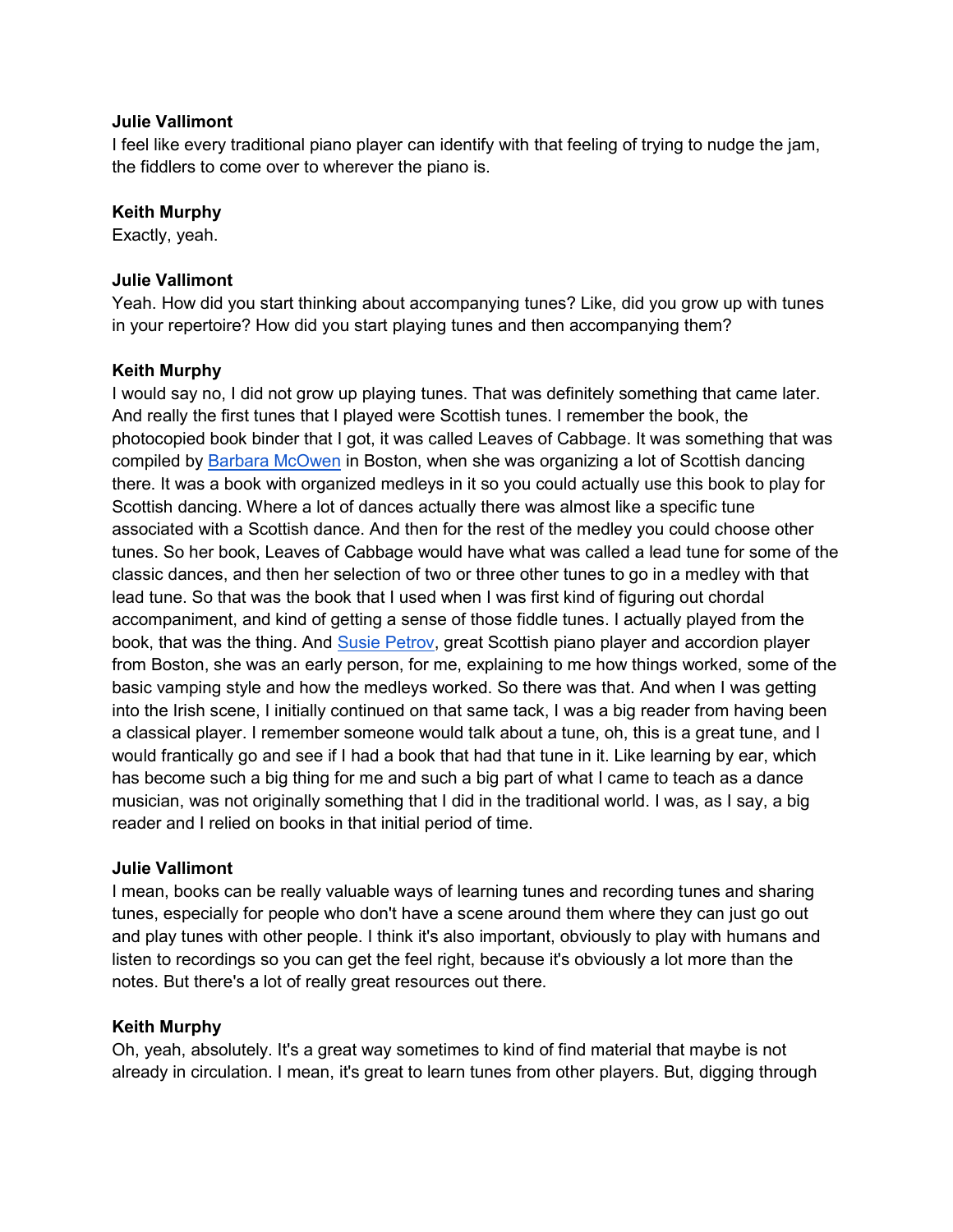**Julie Vallimont**
I feel like every traditional piano player can identify with that feeling of trying to nudge the jam, the fiddlers to come over to wherever the piano is.

**Keith Murphy**
Exactly, yeah.

**Julie Vallimont**
Yeah. How did you start thinking about accompanying tunes? Like, did you grow up with tunes in your repertoire? How did you start playing tunes and then accompanying them?

**Keith Murphy**
I would say no, I did not grow up playing tunes. That was definitely something that came later. And really the first tunes that I played were Scottish tunes. I remember the book, the photocopied book binder that I got, it was called Leaves of Cabbage. It was something that was compiled by [Barbara McOwen]() in Boston, when she was organizing a lot of Scottish dancing there. It was a book with organized medleys in it so you could actually use this book to play for Scottish dancing. Where a lot of dances actually there was almost like a specific tune associated with a Scottish dance. And then for the rest of the medley you could choose other tunes. So her book, Leaves of Cabbage would have what was called a lead tune for some of the classic dances, and then her selection of two or three other tunes to go in a medley with that lead tune. So that was the book that I used when I was first kind of figuring out chordal accompaniment, and kind of getting a sense of those fiddle tunes. I actually played from the book, that was the thing. And [Susie Petrov](), great Scottish piano player and accordion player from Boston, she was an early person, for me, explaining to me how things worked, some of the basic vamping style and how the medleys worked. So there was that. And when I was getting into the Irish scene, I initially continued on that same tack, I was a big reader from having been a classical player. I remember someone would talk about a tune, oh, this is a great tune, and I would frantically go and see if I had a book that had that tune in it. Like learning by ear, which has become such a big thing for me and such a big part of what I came to teach as a dance musician, was not originally something that I did in the traditional world. I was, as I say, a big reader and I relied on books in that initial period of time.

**Julie Vallimont**
I mean, books can be really valuable ways of learning tunes and recording tunes and sharing tunes, especially for people who don't have a scene around them where they can just go out and play tunes with other people. I think it's also important, obviously to play with humans and listen to recordings so you can get the feel right, because it's obviously a lot more than the notes. But there's a lot of really great resources out there.

**Keith Murphy**
Oh, yeah, absolutely. It's a great way sometimes to kind of find material that maybe is not already in circulation. I mean, it's great to learn tunes from other players. But, digging through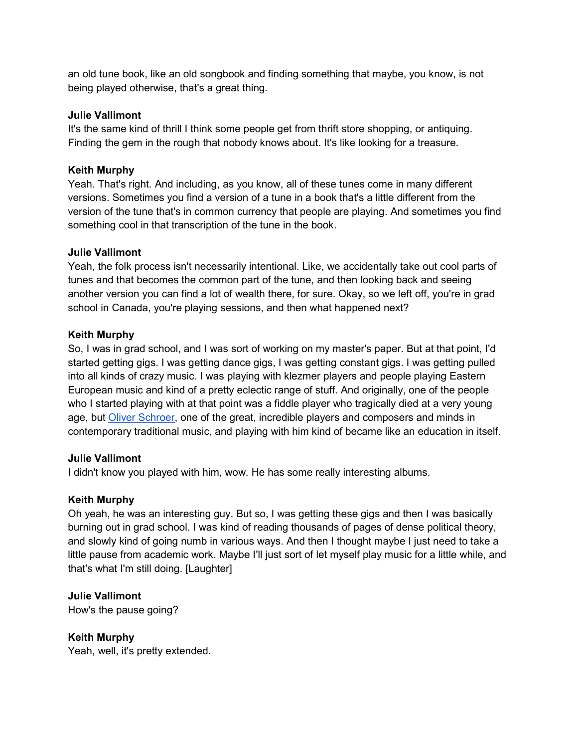an old tune book, like an old songbook and finding something that maybe, you know, is not being played otherwise, that's a great thing.

**Julie Vallimont**
It's the same kind of thrill I think some people get from thrift store shopping, or antiquing. Finding the gem in the rough that nobody knows about. It's like looking for a treasure.

**Keith Murphy**
Yeah. That's right. And including, as you know, all of these tunes come in many different versions. Sometimes you find a version of a tune in a book that's a little different from the version of the tune that's in common currency that people are playing. And sometimes you find something cool in that transcription of the tune in the book.

**Julie Vallimont**
Yeah, the folk process isn't necessarily intentional. Like, we accidentally take out cool parts of tunes and that becomes the common part of the tune, and then looking back and seeing another version you can find a lot of wealth there, for sure. Okay, so we left off, you're in grad school in Canada, you're playing sessions, and then what happened next?

**Keith Murphy**
So, I was in grad school, and I was sort of working on my master's paper. But at that point, I'd started getting gigs. I was getting dance gigs, I was getting constant gigs. I was getting pulled into all kinds of crazy music. I was playing with klezmer players and people playing Eastern European music and kind of a pretty eclectic range of stuff. And originally, one of the people who I started playing with at that point was a fiddle player who tragically died at a very young age, but Oliver Schroer, one of the great, incredible players and composers and minds in contemporary traditional music, and playing with him kind of became like an education in itself.

**Julie Vallimont**
I didn't know you played with him, wow. He has some really interesting albums.

**Keith Murphy**
Oh yeah, he was an interesting guy. But so, I was getting these gigs and then I was basically burning out in grad school. I was kind of reading thousands of pages of dense political theory, and slowly kind of going numb in various ways. And then I thought maybe I just need to take a little pause from academic work. Maybe I'll just sort of let myself play music for a little while, and that's what I'm still doing. [Laughter]

**Julie Vallimont**
How's the pause going?

**Keith Murphy**
Yeah, well, it's pretty extended.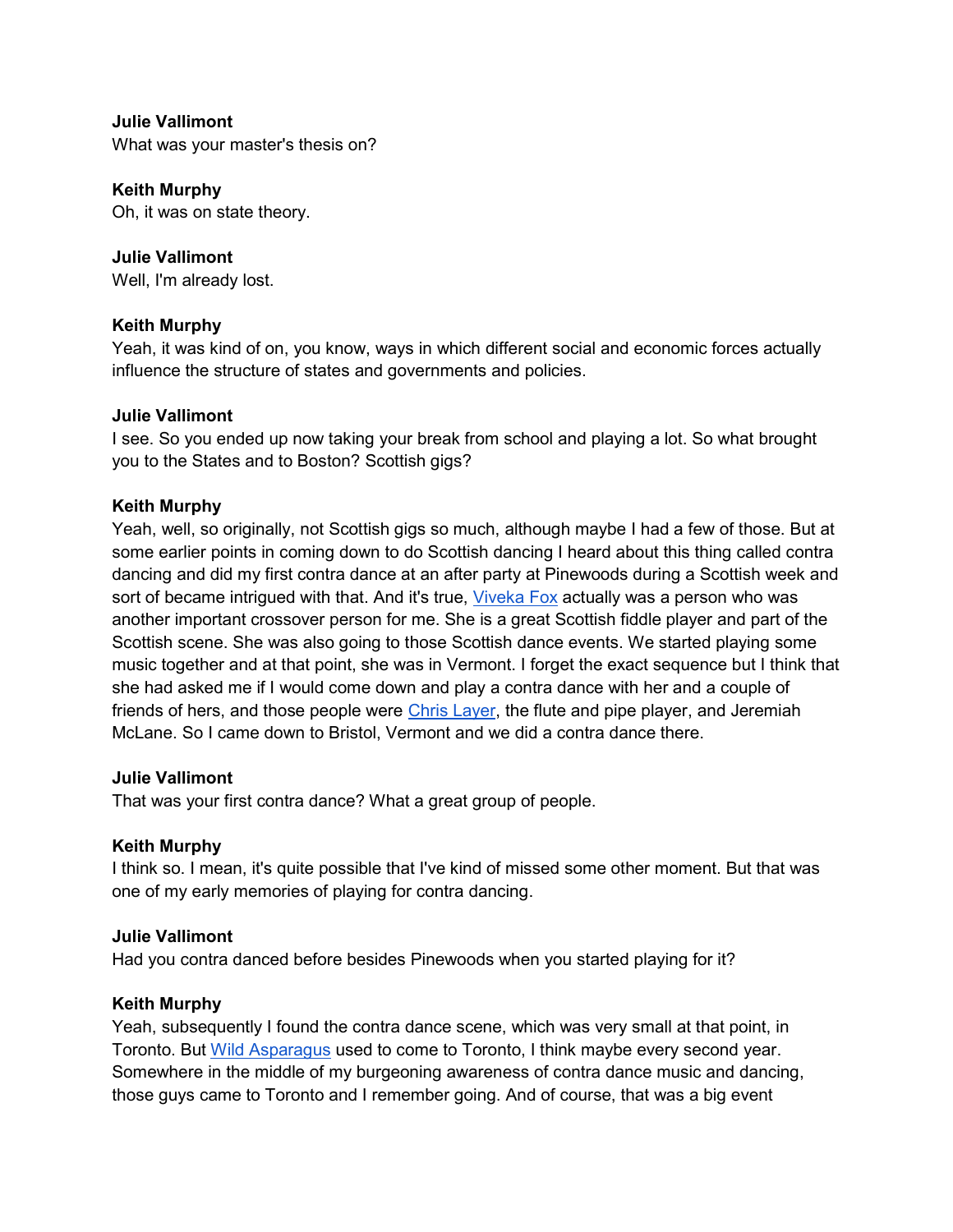**Julie Vallimont**
What was your master's thesis on?

**Keith Murphy**
Oh, it was on state theory.

**Julie Vallimont**
Well, I'm already lost.

**Keith Murphy**
Yeah, it was kind of on, you know, ways in which different social and economic forces actually influence the structure of states and governments and policies.

**Julie Vallimont**
I see. So you ended up now taking your break from school and playing a lot. So what brought you to the States and to Boston? Scottish gigs?

**Keith Murphy**
Yeah, well, so originally, not Scottish gigs so much, although maybe I had a few of those. But at some earlier points in coming down to do Scottish dancing I heard about this thing called contra dancing and did my first contra dance at an after party at Pinewoods during a Scottish week and sort of became intrigued with that. And it's true, Viveka Fox actually was a person who was another important crossover person for me. She is a great Scottish fiddle player and part of the Scottish scene. She was also going to those Scottish dance events. We started playing some music together and at that point, she was in Vermont. I forget the exact sequence but I think that she had asked me if I would come down and play a contra dance with her and a couple of friends of hers, and those people were Chris Layer, the flute and pipe player, and Jeremiah McLane. So I came down to Bristol, Vermont and we did a contra dance there.

**Julie Vallimont**
That was your first contra dance? What a great group of people.

**Keith Murphy**
I think so. I mean, it's quite possible that I've kind of missed some other moment. But that was one of my early memories of playing for contra dancing.

**Julie Vallimont**
Had you contra danced before besides Pinewoods when you started playing for it?

**Keith Murphy**
Yeah, subsequently I found the contra dance scene, which was very small at that point, in Toronto. But Wild Asparagus used to come to Toronto, I think maybe every second year. Somewhere in the middle of my burgeoning awareness of contra dance music and dancing, those guys came to Toronto and I remember going. And of course, that was a big event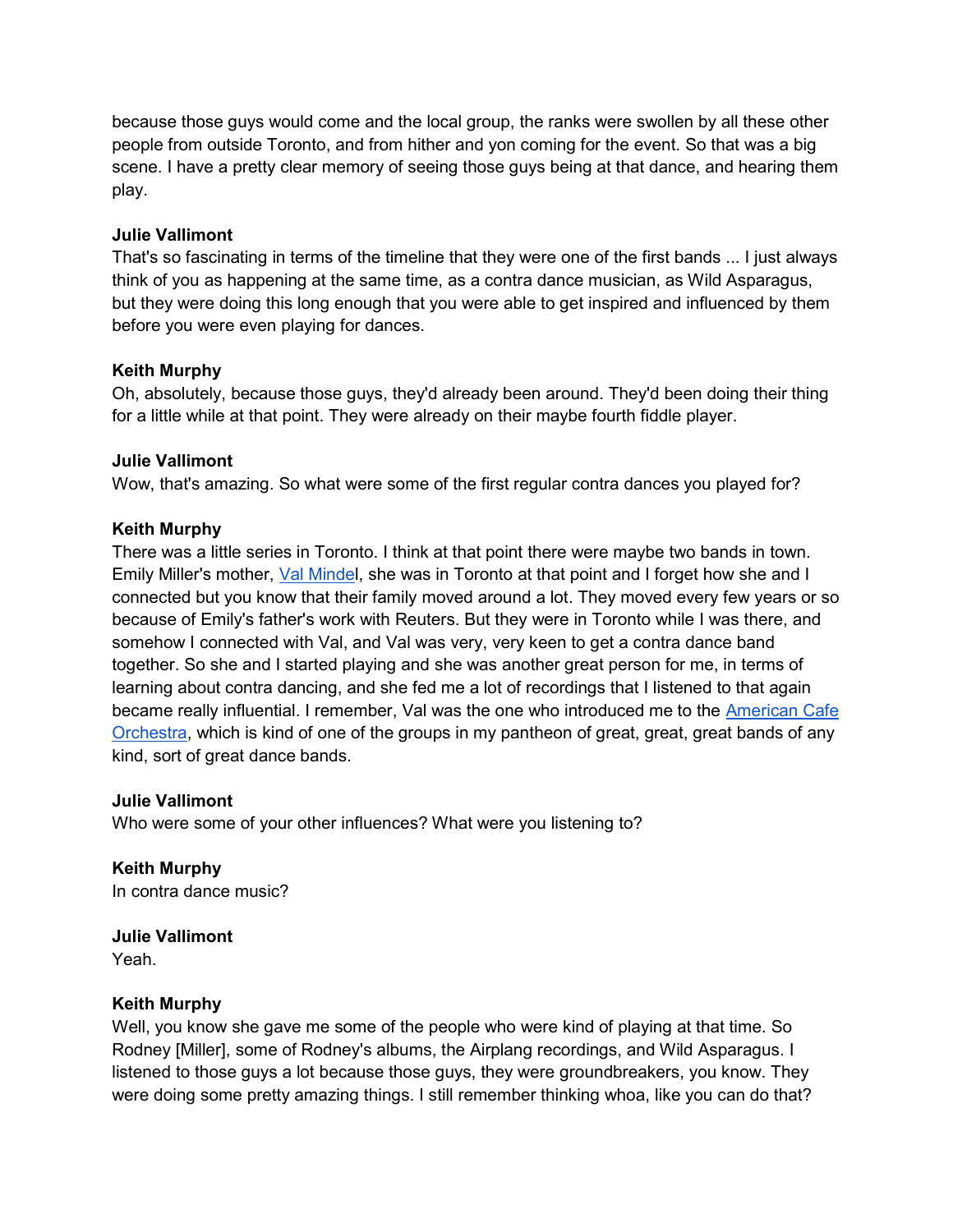because those guys would come and the local group, the ranks were swollen by all these other people from outside Toronto, and from hither and yon coming for the event. So that was a big scene. I have a pretty clear memory of seeing those guys being at that dance, and hearing them play.

**Julie Vallimont**
That's so fascinating in terms of the timeline that they were one of the first bands ... I just always think of you as happening at the same time, as a contra dance musician, as Wild Asparagus, but they were doing this long enough that you were able to get inspired and influenced by them before you were even playing for dances.

**Keith Murphy**
Oh, absolutely, because those guys, they'd already been around. They'd been doing their thing for a little while at that point. They were already on their maybe fourth fiddle player.

**Julie Vallimont**
Wow, that's amazing. So what were some of the first regular contra dances you played for?

**Keith Murphy**
There was a little series in Toronto. I think at that point there were maybe two bands in town. Emily Miller's mother, Val Mindel, she was in Toronto at that point and I forget how she and I connected but you know that their family moved around a lot. They moved every few years or so because of Emily's father's work with Reuters. But they were in Toronto while I was there, and somehow I connected with Val, and Val was very, very keen to get a contra dance band together. So she and I started playing and she was another great person for me, in terms of learning about contra dancing, and she fed me a lot of recordings that I listened to that again became really influential. I remember, Val was the one who introduced me to the American Cafe Orchestra, which is kind of one of the groups in my pantheon of great, great, great bands of any kind, sort of great dance bands.

**Julie Vallimont**
Who were some of your other influences? What were you listening to?

**Keith Murphy**
In contra dance music?

**Julie Vallimont**
Yeah.

**Keith Murphy**
Well, you know she gave me some of the people who were kind of playing at that time. So Rodney [Miller], some of Rodney's albums, the Airplang recordings, and Wild Asparagus. I listened to those guys a lot because those guys, they were groundbreakers, you know. They were doing some pretty amazing things. I still remember thinking whoa, like you can do that?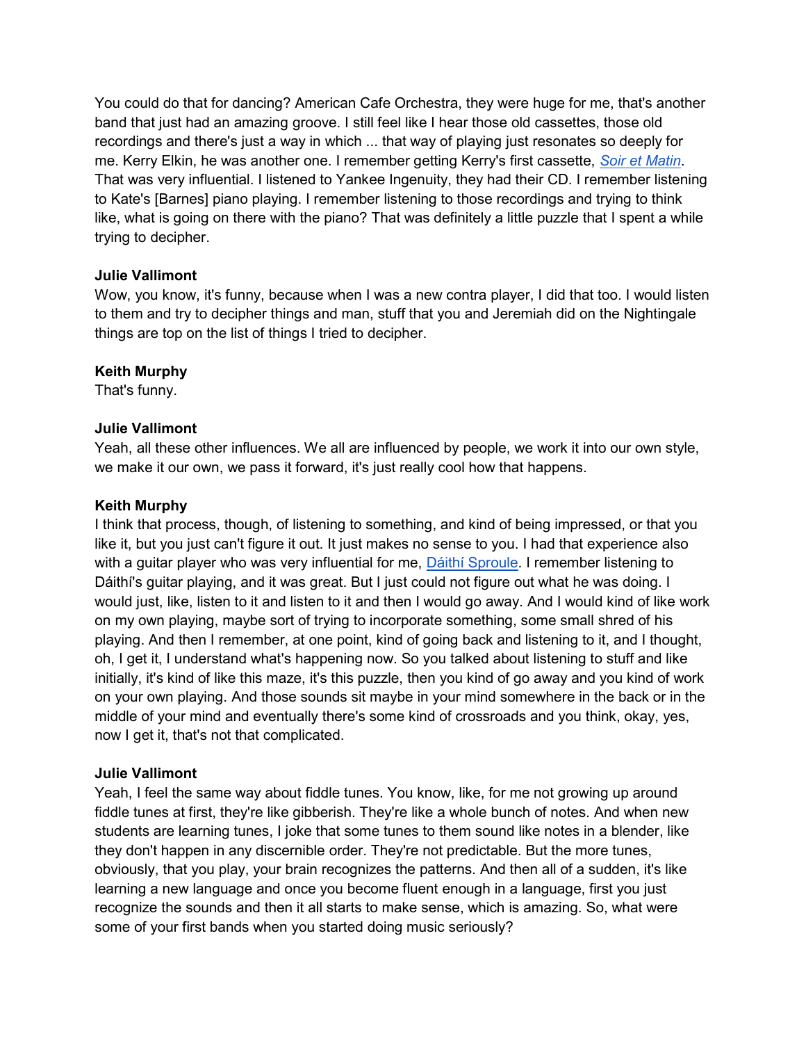You could do that for dancing? American Cafe Orchestra, they were huge for me, that's another band that just had an amazing groove. I still feel like I hear those old cassettes, those old recordings and there's just a way in which ... that way of playing just resonates so deeply for me. Kerry Elkin, he was another one. I remember getting Kerry's first cassette, [*Soir et Matin*](). That was very influential. I listened to Yankee Ingenuity, they had their CD. I remember listening to Kate's [Barnes] piano playing. I remember listening to those recordings and trying to think like, what is going on there with the piano? That was definitely a little puzzle that I spent a while trying to decipher.

**Julie Vallimont**
Wow, you know, it's funny, because when I was a new contra player, I did that too. I would listen to them and try to decipher things and man, stuff that you and Jeremiah did on the Nightingale things are top on the list of things I tried to decipher.

**Keith Murphy**
That's funny.

**Julie Vallimont**
Yeah, all these other influences. We all are influenced by people, we work it into our own style, we make it our own, we pass it forward, it's just really cool how that happens.

**Keith Murphy**
I think that process, though, of listening to something, and kind of being impressed, or that you like it, but you just can't figure it out. It just makes no sense to you. I had that experience also with a guitar player who was very influential for me, [Dáithí Sproule](). I remember listening to Dáithí's guitar playing, and it was great. But I just could not figure out what he was doing. I would just, like, listen to it and listen to it and then I would go away. And I would kind of like work on my own playing, maybe sort of trying to incorporate something, some small shred of his playing. And then I remember, at one point, kind of going back and listening to it, and I thought, oh, I get it, I understand what's happening now. So you talked about listening to stuff and like initially, it's kind of like this maze, it's this puzzle, then you kind of go away and you kind of work on your own playing. And those sounds sit maybe in your mind somewhere in the back or in the middle of your mind and eventually there's some kind of crossroads and you think, okay, yes, now I get it, that's not that complicated.

**Julie Vallimont**
Yeah, I feel the same way about fiddle tunes. You know, like, for me not growing up around fiddle tunes at first, they're like gibberish. They're like a whole bunch of notes. And when new students are learning tunes, I joke that some tunes to them sound like notes in a blender, like they don't happen in any discernible order. They're not predictable. But the more tunes, obviously, that you play, your brain recognizes the patterns. And then all of a sudden, it's like learning a new language and once you become fluent enough in a language, first you just recognize the sounds and then it all starts to make sense, which is amazing. So, what were some of your first bands when you started doing music seriously?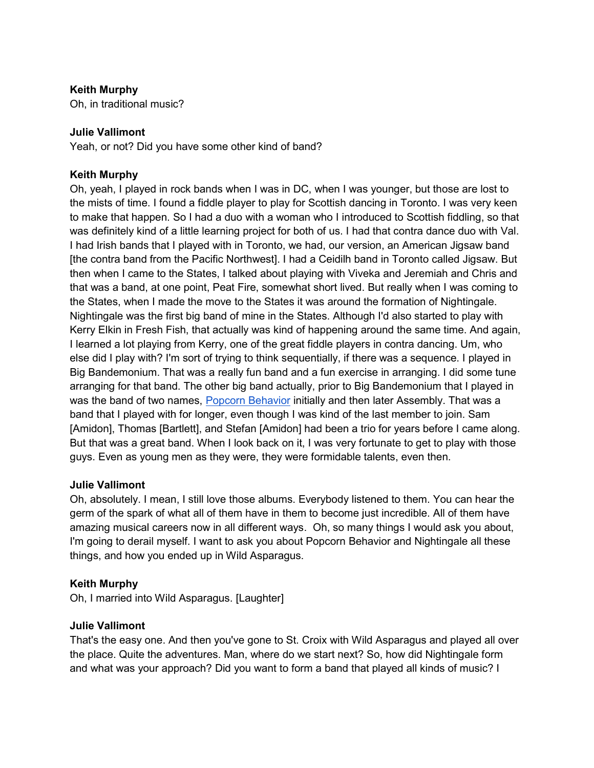**Keith Murphy**
Oh, in traditional music?

**Julie Vallimont**
Yeah, or not? Did you have some other kind of band?

**Keith Murphy**
Oh, yeah, I played in rock bands when I was in DC, when I was younger, but those are lost to the mists of time. I found a fiddle player to play for Scottish dancing in Toronto. I was very keen to make that happen. So I had a duo with a woman who I introduced to Scottish fiddling, so that was definitely kind of a little learning project for both of us. I had that contra dance duo with Val. I had Irish bands that I played with in Toronto, we had, our version, an American Jigsaw band [the contra band from the Pacific Northwest]. I had a Ceidilh band in Toronto called Jigsaw. But then when I came to the States, I talked about playing with Viveka and Jeremiah and Chris and that was a band, at one point, Peat Fire, somewhat short lived. But really when I was coming to the States, when I made the move to the States it was around the formation of Nightingale. Nightingale was the first big band of mine in the States. Although I'd also started to play with Kerry Elkin in Fresh Fish, that actually was kind of happening around the same time. And again, I learned a lot playing from Kerry, one of the great fiddle players in contra dancing. Um, who else did I play with? I'm sort of trying to think sequentially, if there was a sequence. I played in Big Bandemonium. That was a really fun band and a fun exercise in arranging. I did some tune arranging for that band. The other big band actually, prior to Big Bandemonium that I played in was the band of two names, Popcorn Behavior initially and then later Assembly. That was a band that I played with for longer, even though I was kind of the last member to join. Sam [Amidon], Thomas [Bartlett], and Stefan [Amidon] had been a trio for years before I came along. But that was a great band. When I look back on it, I was very fortunate to get to play with those guys. Even as young men as they were, they were formidable talents, even then.

**Julie Vallimont**
Oh, absolutely. I mean, I still love those albums. Everybody listened to them. You can hear the germ of the spark of what all of them have in them to become just incredible. All of them have amazing musical careers now in all different ways. Oh, so many things I would ask you about, I'm going to derail myself. I want to ask you about Popcorn Behavior and Nightingale all these things, and how you ended up in Wild Asparagus.

**Keith Murphy**
Oh, I married into Wild Asparagus. [Laughter]

**Julie Vallimont**
That's the easy one. And then you've gone to St. Croix with Wild Asparagus and played all over the place. Quite the adventures. Man, where do we start next? So, how did Nightingale form and what was your approach? Did you want to form a band that played all kinds of music? I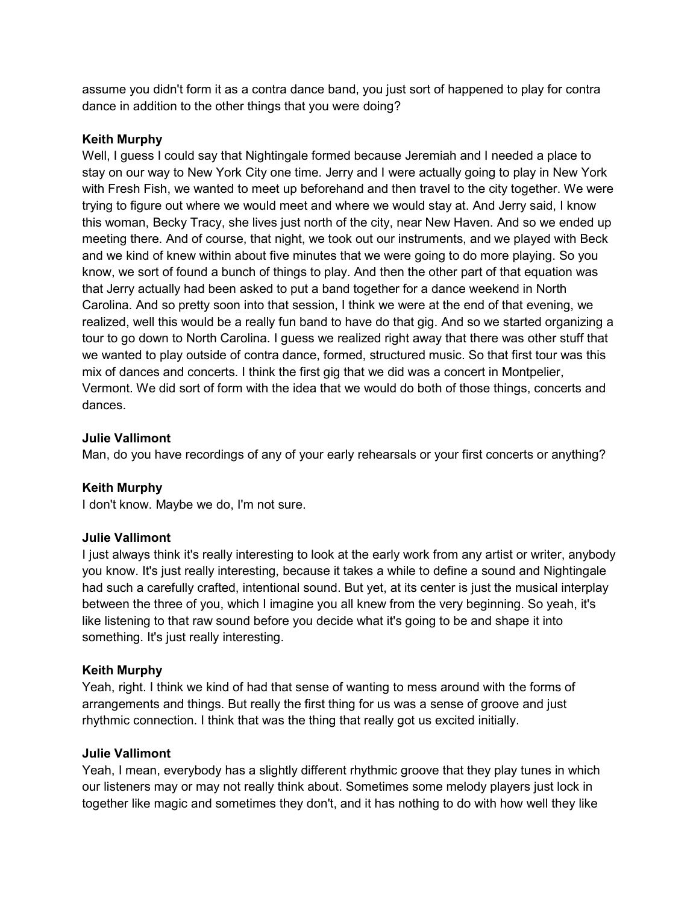assume you didn't form it as a contra dance band, you just sort of happened to play for contra dance in addition to the other things that you were doing?

**Keith Murphy**
Well, I guess I could say that Nightingale formed because Jeremiah and I needed a place to stay on our way to New York City one time. Jerry and I were actually going to play in New York with Fresh Fish, we wanted to meet up beforehand and then travel to the city together. We were trying to figure out where we would meet and where we would stay at. And Jerry said, I know this woman, Becky Tracy, she lives just north of the city, near New Haven. And so we ended up meeting there. And of course, that night, we took out our instruments, and we played with Beck and we kind of knew within about five minutes that we were going to do more playing. So you know, we sort of found a bunch of things to play. And then the other part of that equation was that Jerry actually had been asked to put a band together for a dance weekend in North Carolina. And so pretty soon into that session, I think we were at the end of that evening, we realized, well this would be a really fun band to have do that gig. And so we started organizing a tour to go down to North Carolina. I guess we realized right away that there was other stuff that we wanted to play outside of contra dance, formed, structured music. So that first tour was this mix of dances and concerts. I think the first gig that we did was a concert in Montpelier, Vermont. We did sort of form with the idea that we would do both of those things, concerts and dances.

**Julie Vallimont**
Man, do you have recordings of any of your early rehearsals or your first concerts or anything?

**Keith Murphy**
I don't know. Maybe we do, I'm not sure.

**Julie Vallimont**
I just always think it's really interesting to look at the early work from any artist or writer, anybody you know. It's just really interesting, because it takes a while to define a sound and Nightingale had such a carefully crafted, intentional sound. But yet, at its center is just the musical interplay between the three of you, which I imagine you all knew from the very beginning. So yeah, it's like listening to that raw sound before you decide what it's going to be and shape it into something. It's just really interesting.

**Keith Murphy**
Yeah, right. I think we kind of had that sense of wanting to mess around with the forms of arrangements and things. But really the first thing for us was a sense of groove and just rhythmic connection. I think that was the thing that really got us excited initially.

**Julie Vallimont**
Yeah, I mean, everybody has a slightly different rhythmic groove that they play tunes in which our listeners may or may not really think about. Sometimes some melody players just lock in together like magic and sometimes they don't, and it has nothing to do with how well they like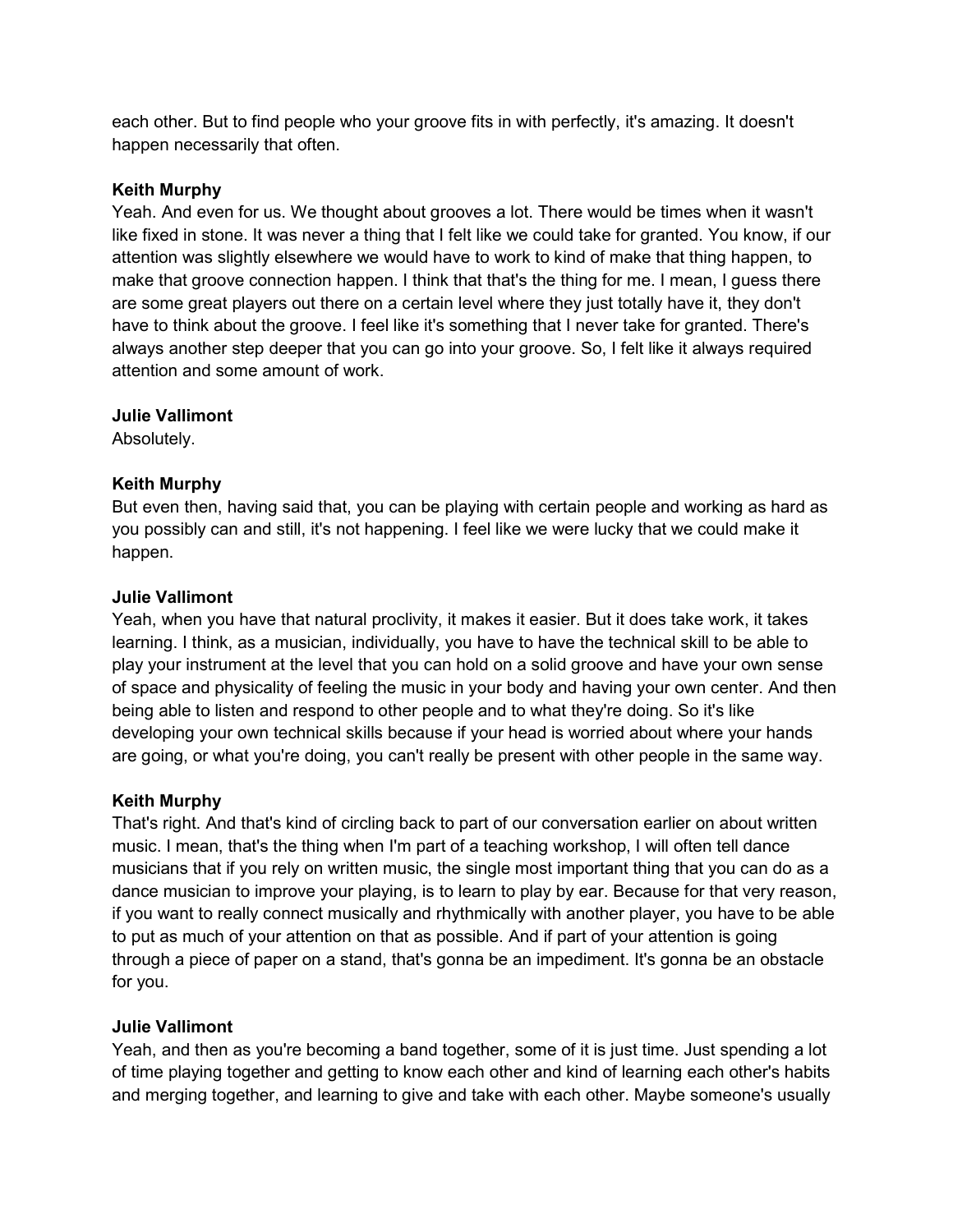each other. But to find people who your groove fits in with perfectly, it's amazing. It doesn't happen necessarily that often.

**Keith Murphy**
Yeah. And even for us. We thought about grooves a lot. There would be times when it wasn't like fixed in stone. It was never a thing that I felt like we could take for granted. You know, if our attention was slightly elsewhere we would have to work to kind of make that thing happen, to make that groove connection happen. I think that that's the thing for me. I mean, I guess there are some great players out there on a certain level where they just totally have it, they don't have to think about the groove. I feel like it's something that I never take for granted. There's always another step deeper that you can go into your groove. So, I felt like it always required attention and some amount of work.

**Julie Vallimont**
Absolutely.

**Keith Murphy**
But even then, having said that, you can be playing with certain people and working as hard as you possibly can and still, it's not happening. I feel like we were lucky that we could make it happen.

**Julie Vallimont**
Yeah, when you have that natural proclivity, it makes it easier. But it does take work, it takes learning. I think, as a musician, individually, you have to have the technical skill to be able to play your instrument at the level that you can hold on a solid groove and have your own sense of space and physicality of feeling the music in your body and having your own center. And then being able to listen and respond to other people and to what they're doing. So it's like developing your own technical skills because if your head is worried about where your hands are going, or what you're doing, you can't really be present with other people in the same way.

**Keith Murphy**
That's right. And that's kind of circling back to part of our conversation earlier on about written music. I mean, that's the thing when I'm part of a teaching workshop, I will often tell dance musicians that if you rely on written music, the single most important thing that you can do as a dance musician to improve your playing, is to learn to play by ear. Because for that very reason, if you want to really connect musically and rhythmically with another player, you have to be able to put as much of your attention on that as possible. And if part of your attention is going through a piece of paper on a stand, that's gonna be an impediment. It's gonna be an obstacle for you.

**Julie Vallimont**
Yeah, and then as you're becoming a band together, some of it is just time. Just spending a lot of time playing together and getting to know each other and kind of learning each other's habits and merging together, and learning to give and take with each other. Maybe someone's usually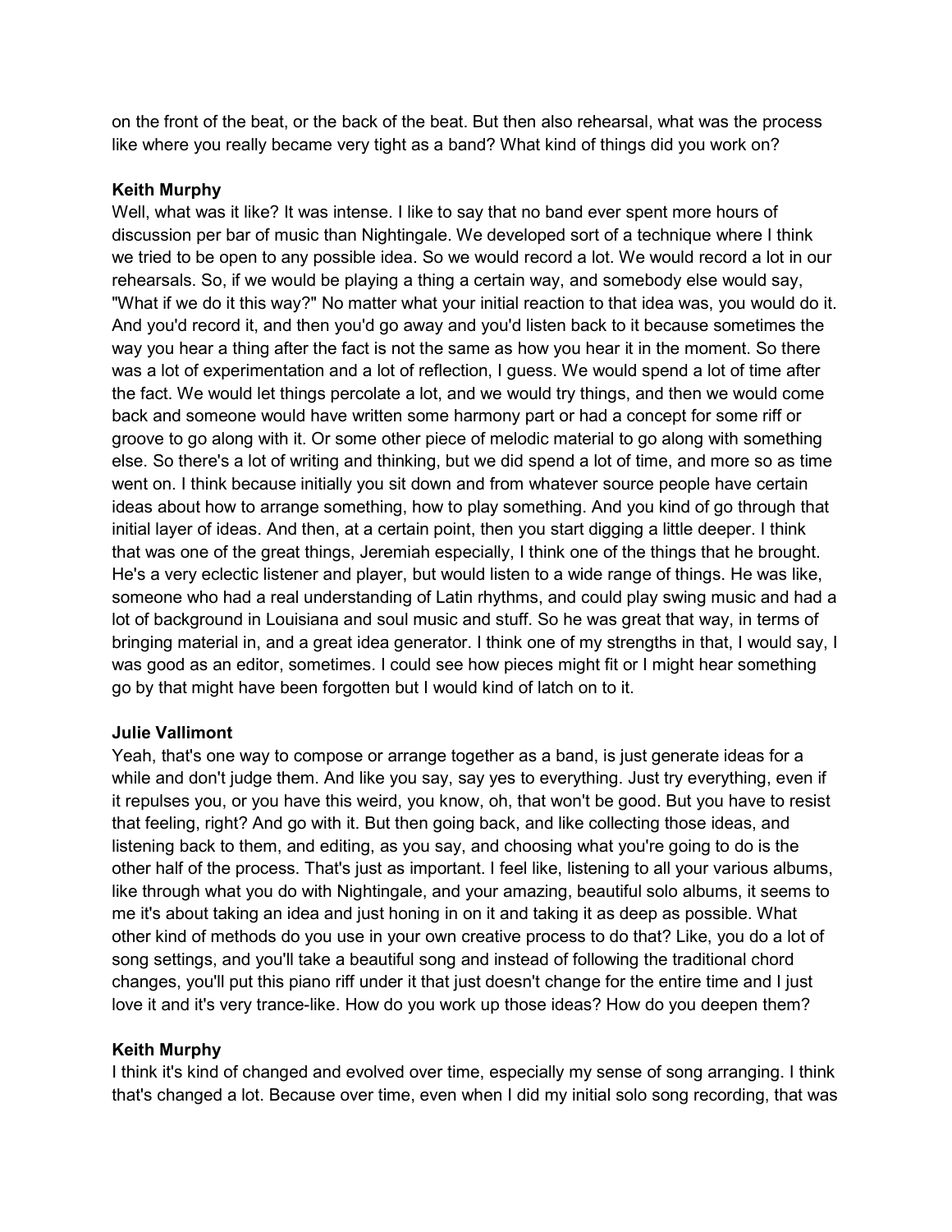on the front of the beat, or the back of the beat. But then also rehearsal, what was the process like where you really became very tight as a band? What kind of things did you work on?

**Keith Murphy**
Well, what was it like? It was intense. I like to say that no band ever spent more hours of discussion per bar of music than Nightingale. We developed sort of a technique where I think we tried to be open to any possible idea. So we would record a lot. We would record a lot in our rehearsals. So, if we would be playing a thing a certain way, and somebody else would say, "What if we do it this way?" No matter what your initial reaction to that idea was, you would do it. And you'd record it, and then you'd go away and you'd listen back to it because sometimes the way you hear a thing after the fact is not the same as how you hear it in the moment. So there was a lot of experimentation and a lot of reflection, I guess. We would spend a lot of time after the fact. We would let things percolate a lot, and we would try things, and then we would come back and someone would have written some harmony part or had a concept for some riff or groove to go along with it. Or some other piece of melodic material to go along with something else. So there's a lot of writing and thinking, but we did spend a lot of time, and more so as time went on. I think because initially you sit down and from whatever source people have certain ideas about how to arrange something, how to play something. And you kind of go through that initial layer of ideas. And then, at a certain point, then you start digging a little deeper. I think that was one of the great things, Jeremiah especially, I think one of the things that he brought. He's a very eclectic listener and player, but would listen to a wide range of things. He was like, someone who had a real understanding of Latin rhythms, and could play swing music and had a lot of background in Louisiana and soul music and stuff. So he was great that way, in terms of bringing material in, and a great idea generator. I think one of my strengths in that, I would say, I was good as an editor, sometimes. I could see how pieces might fit or I might hear something go by that might have been forgotten but I would kind of latch on to it.

**Julie Vallimont**
Yeah, that's one way to compose or arrange together as a band, is just generate ideas for a while and don't judge them. And like you say, say yes to everything. Just try everything, even if it repulses you, or you have this weird, you know, oh, that won't be good. But you have to resist that feeling, right? And go with it. But then going back, and like collecting those ideas, and listening back to them, and editing, as you say, and choosing what you're going to do is the other half of the process. That's just as important. I feel like, listening to all your various albums, like through what you do with Nightingale, and your amazing, beautiful solo albums, it seems to me it's about taking an idea and just honing in on it and taking it as deep as possible. What other kind of methods do you use in your own creative process to do that? Like, you do a lot of song settings, and you'll take a beautiful song and instead of following the traditional chord changes, you'll put this piano riff under it that just doesn't change for the entire time and I just love it and it's very trance-like. How do you work up those ideas? How do you deepen them?

**Keith Murphy**
I think it's kind of changed and evolved over time, especially my sense of song arranging. I think that's changed a lot. Because over time, even when I did my initial solo song recording, that was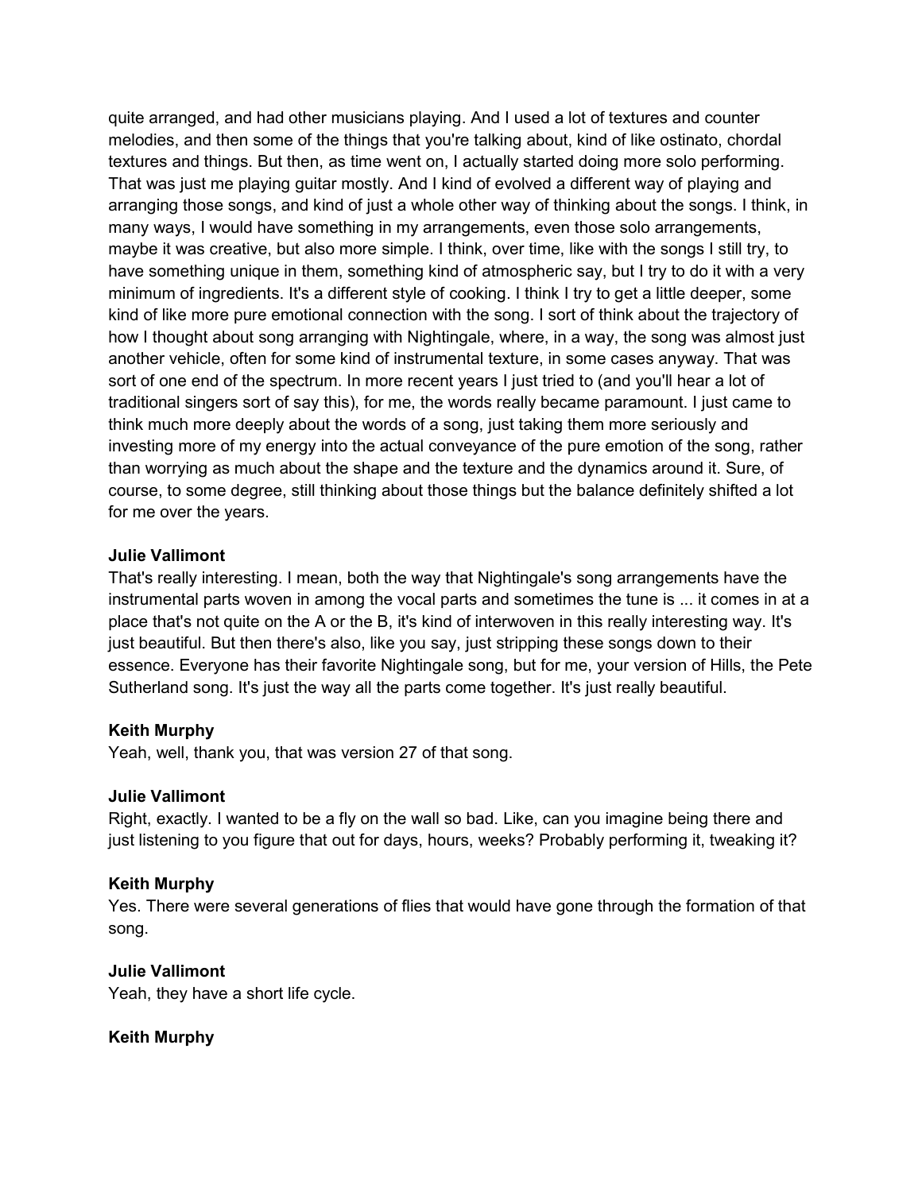quite arranged, and had other musicians playing. And I used a lot of textures and counter melodies, and then some of the things that you're talking about, kind of like ostinato, chordal textures and things. But then, as time went on, I actually started doing more solo performing. That was just me playing guitar mostly. And I kind of evolved a different way of playing and arranging those songs, and kind of just a whole other way of thinking about the songs. I think, in many ways, I would have something in my arrangements, even those solo arrangements, maybe it was creative, but also more simple. I think, over time, like with the songs I still try, to have something unique in them, something kind of atmospheric say, but I try to do it with a very minimum of ingredients. It's a different style of cooking. I think I try to get a little deeper, some kind of like more pure emotional connection with the song. I sort of think about the trajectory of how I thought about song arranging with Nightingale, where, in a way, the song was almost just another vehicle, often for some kind of instrumental texture, in some cases anyway. That was sort of one end of the spectrum. In more recent years I just tried to (and you'll hear a lot of traditional singers sort of say this), for me, the words really became paramount. I just came to think much more deeply about the words of a song, just taking them more seriously and investing more of my energy into the actual conveyance of the pure emotion of the song, rather than worrying as much about the shape and the texture and the dynamics around it. Sure, of course, to some degree, still thinking about those things but the balance definitely shifted a lot for me over the years.

**Julie Vallimont**
That's really interesting. I mean, both the way that Nightingale's song arrangements have the instrumental parts woven in among the vocal parts and sometimes the tune is ... it comes in at a place that's not quite on the A or the B, it's kind of interwoven in this really interesting way. It's just beautiful. But then there's also, like you say, just stripping these songs down to their essence. Everyone has their favorite Nightingale song, but for me, your version of Hills, the Pete Sutherland song. It's just the way all the parts come together. It's just really beautiful.

**Keith Murphy**
Yeah, well, thank you, that was version 27 of that song.

**Julie Vallimont**
Right, exactly. I wanted to be a fly on the wall so bad. Like, can you imagine being there and just listening to you figure that out for days, hours, weeks? Probably performing it, tweaking it?

**Keith Murphy**
Yes. There were several generations of flies that would have gone through the formation of that song.

**Julie Vallimont**
Yeah, they have a short life cycle.

**Keith Murphy**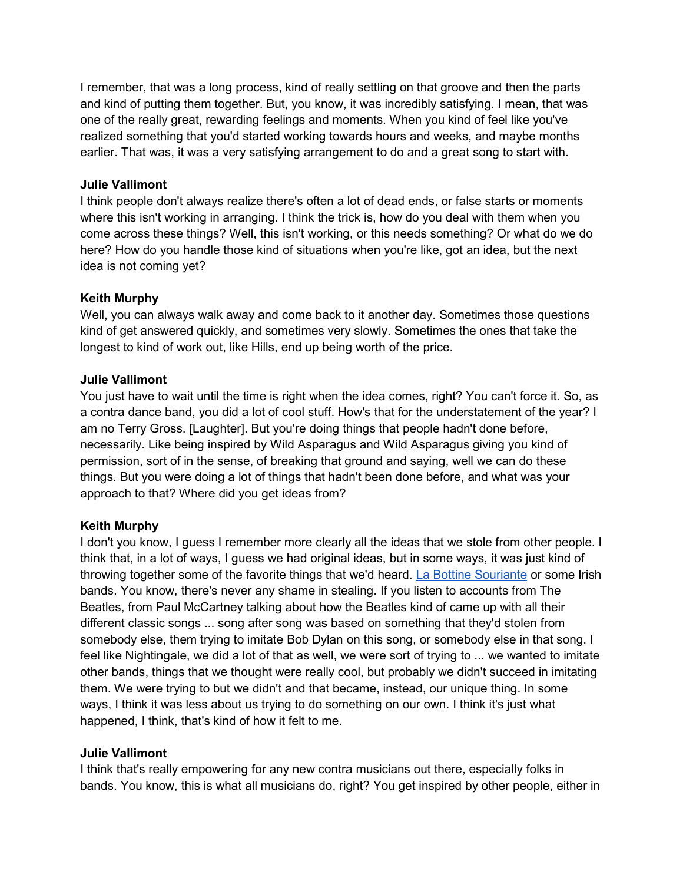I remember, that was a long process, kind of really settling on that groove and then the parts and kind of putting them together. But, you know, it was incredibly satisfying. I mean, that was one of the really great, rewarding feelings and moments. When you kind of feel like you've realized something that you'd started working towards hours and weeks, and maybe months earlier. That was, it was a very satisfying arrangement to do and a great song to start with.

**Julie Vallimont**
I think people don't always realize there's often a lot of dead ends, or false starts or moments where this isn't working in arranging. I think the trick is, how do you deal with them when you come across these things? Well, this isn't working, or this needs something? Or what do we do here? How do you handle those kind of situations when you're like, got an idea, but the next idea is not coming yet?

**Keith Murphy**
Well, you can always walk away and come back to it another day. Sometimes those questions kind of get answered quickly, and sometimes very slowly. Sometimes the ones that take the longest to kind of work out, like Hills, end up being worth of the price.

**Julie Vallimont**
You just have to wait until the time is right when the idea comes, right? You can't force it. So, as a contra dance band, you did a lot of cool stuff. How's that for the understatement of the year? I am no Terry Gross. [Laughter]. But you're doing things that people hadn't done before, necessarily. Like being inspired by Wild Asparagus and Wild Asparagus giving you kind of permission, sort of in the sense, of breaking that ground and saying, well we can do these things. But you were doing a lot of things that hadn't been done before, and what was your approach to that? Where did you get ideas from?

**Keith Murphy**
I don't you know, I guess I remember more clearly all the ideas that we stole from other people. I think that, in a lot of ways, I guess we had original ideas, but in some ways, it was just kind of throwing together some of the favorite things that we'd heard. La Bottine Souriante or some Irish bands. You know, there's never any shame in stealing. If you listen to accounts from The Beatles, from Paul McCartney talking about how the Beatles kind of came up with all their different classic songs ... song after song was based on something that they'd stolen from somebody else, them trying to imitate Bob Dylan on this song, or somebody else in that song. I feel like Nightingale, we did a lot of that as well, we were sort of trying to ... we wanted to imitate other bands, things that we thought were really cool, but probably we didn't succeed in imitating them. We were trying to but we didn't and that became, instead, our unique thing. In some ways, I think it was less about us trying to do something on our own. I think it's just what happened, I think, that's kind of how it felt to me.

**Julie Vallimont**
I think that's really empowering for any new contra musicians out there, especially folks in bands. You know, this is what all musicians do, right? You get inspired by other people, either in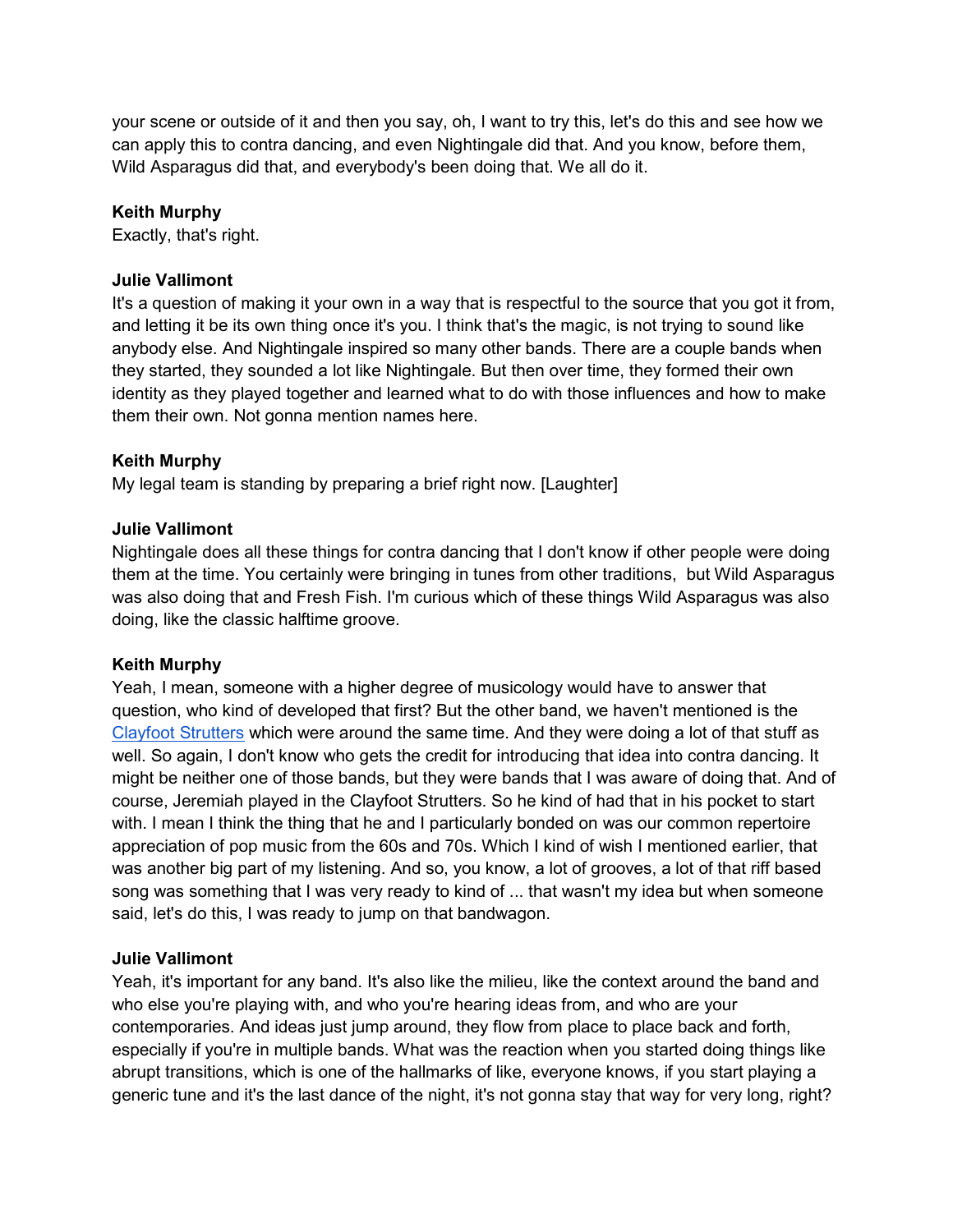your scene or outside of it and then you say, oh, I want to try this, let's do this and see how we can apply this to contra dancing, and even Nightingale did that. And you know, before them, Wild Asparagus did that, and everybody's been doing that. We all do it.

**Keith Murphy**
Exactly, that's right.

**Julie Vallimont**
It's a question of making it your own in a way that is respectful to the source that you got it from, and letting it be its own thing once it's you. I think that's the magic, is not trying to sound like anybody else. And Nightingale inspired so many other bands. There are a couple bands when they started, they sounded a lot like Nightingale. But then over time, they formed their own identity as they played together and learned what to do with those influences and how to make them their own. Not gonna mention names here.

**Keith Murphy**
My legal team is standing by preparing a brief right now. [Laughter]

**Julie Vallimont**
Nightingale does all these things for contra dancing that I don't know if other people were doing them at the time. You certainly were bringing in tunes from other traditions, but Wild Asparagus was also doing that and Fresh Fish. I'm curious which of these things Wild Asparagus was also doing, like the classic halftime groove.

**Keith Murphy**
Yeah, I mean, someone with a higher degree of musicology would have to answer that question, who kind of developed that first? But the other band, we haven't mentioned is the Clayfoot Strutters which were around the same time. And they were doing a lot of that stuff as well. So again, I don't know who gets the credit for introducing that idea into contra dancing. It might be neither one of those bands, but they were bands that I was aware of doing that. And of course, Jeremiah played in the Clayfoot Strutters. So he kind of had that in his pocket to start with. I mean I think the thing that he and I particularly bonded on was our common repertoire appreciation of pop music from the 60s and 70s. Which I kind of wish I mentioned earlier, that was another big part of my listening. And so, you know, a lot of grooves, a lot of that riff based song was something that I was very ready to kind of ... that wasn't my idea but when someone said, let's do this, I was ready to jump on that bandwagon.

**Julie Vallimont**
Yeah, it's important for any band. It's also like the milieu, like the context around the band and who else you're playing with, and who you're hearing ideas from, and who are your contemporaries. And ideas just jump around, they flow from place to place back and forth, especially if you're in multiple bands. What was the reaction when you started doing things like abrupt transitions, which is one of the hallmarks of like, everyone knows, if you start playing a generic tune and it's the last dance of the night, it's not gonna stay that way for very long, right?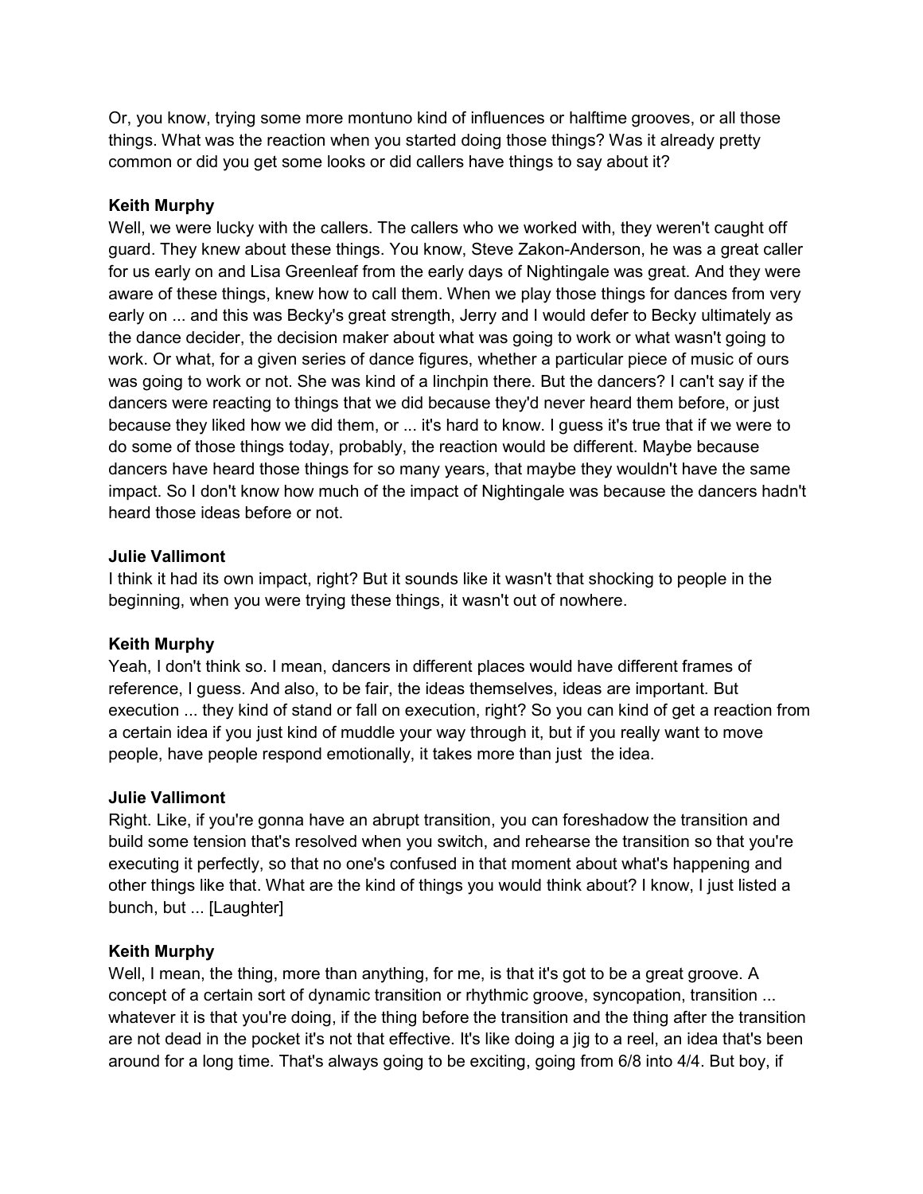Or, you know, trying some more montuno kind of influences or halftime grooves, or all those things. What was the reaction when you started doing those things? Was it already pretty common or did you get some looks or did callers have things to say about it?

**Keith Murphy**
Well, we were lucky with the callers. The callers who we worked with, they weren't caught off guard. They knew about these things. You know, Steve Zakon-Anderson, he was a great caller for us early on and Lisa Greenleaf from the early days of Nightingale was great. And they were aware of these things, knew how to call them. When we play those things for dances from very early on ... and this was Becky's great strength, Jerry and I would defer to Becky ultimately as the dance decider, the decision maker about what was going to work or what wasn't going to work. Or what, for a given series of dance figures, whether a particular piece of music of ours was going to work or not. She was kind of a linchpin there. But the dancers? I can't say if the dancers were reacting to things that we did because they'd never heard them before, or just because they liked how we did them, or ... it's hard to know. I guess it's true that if we were to do some of those things today, probably, the reaction would be different. Maybe because dancers have heard those things for so many years, that maybe they wouldn't have the same impact. So I don't know how much of the impact of Nightingale was because the dancers hadn't heard those ideas before or not.

**Julie Vallimont**
I think it had its own impact, right? But it sounds like it wasn't that shocking to people in the beginning, when you were trying these things, it wasn't out of nowhere.

**Keith Murphy**
Yeah, I don't think so. I mean, dancers in different places would have different frames of reference, I guess. And also, to be fair, the ideas themselves, ideas are important. But execution ... they kind of stand or fall on execution, right? So you can kind of get a reaction from a certain idea if you just kind of muddle your way through it, but if you really want to move people, have people respond emotionally, it takes more than just the idea.

**Julie Vallimont**
Right. Like, if you're gonna have an abrupt transition, you can foreshadow the transition and build some tension that's resolved when you switch, and rehearse the transition so that you're executing it perfectly, so that no one's confused in that moment about what's happening and other things like that. What are the kind of things you would think about? I know, I just listed a bunch, but ... [Laughter]

**Keith Murphy**
Well, I mean, the thing, more than anything, for me, is that it's got to be a great groove. A concept of a certain sort of dynamic transition or rhythmic groove, syncopation, transition ... whatever it is that you're doing, if the thing before the transition and the thing after the transition are not dead in the pocket it's not that effective. It's like doing a jig to a reel, an idea that's been around for a long time. That's always going to be exciting, going from 6/8 into 4/4. But boy, if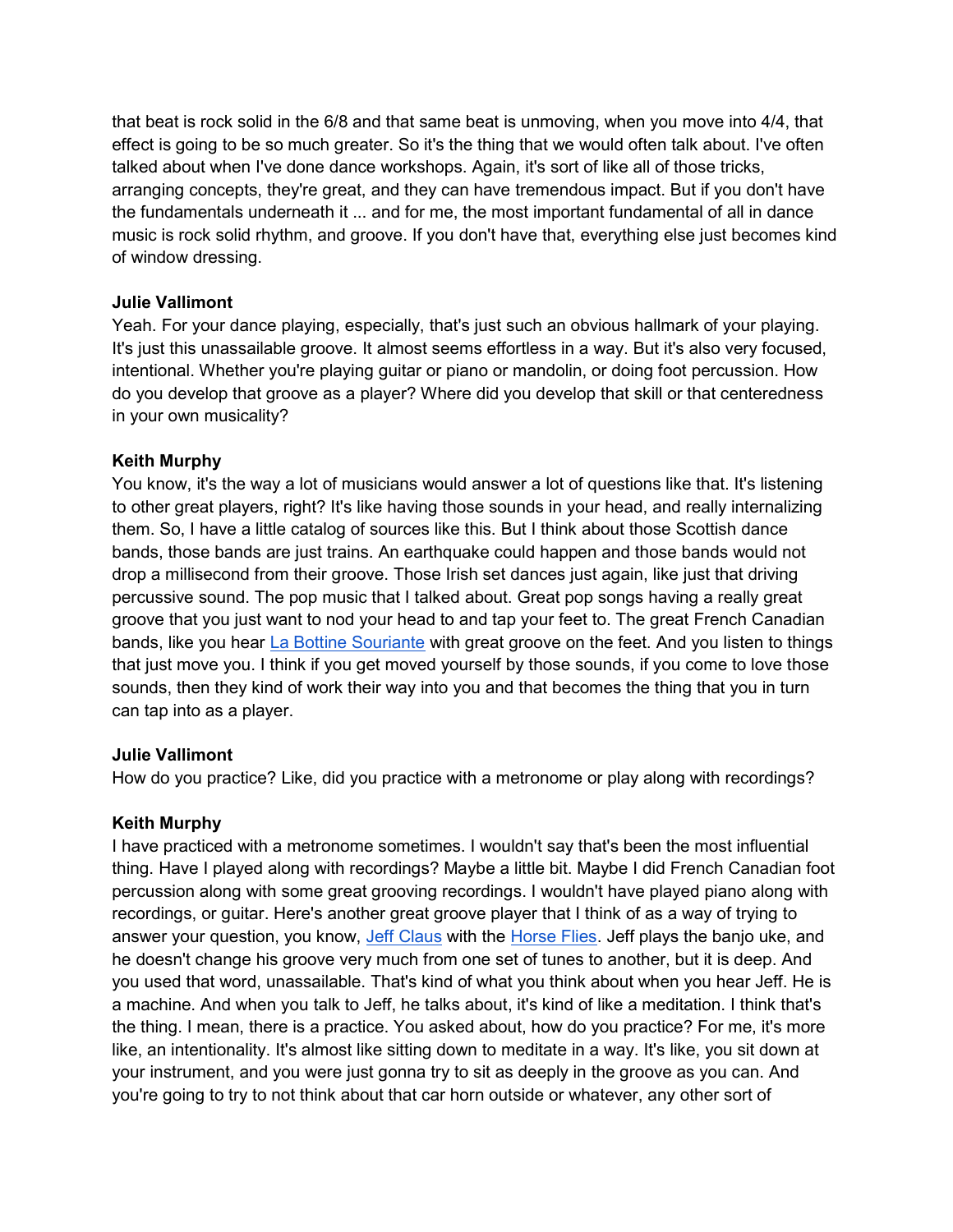that beat is rock solid in the 6/8 and that same beat is unmoving, when you move into 4/4, that effect is going to be so much greater. So it's the thing that we would often talk about. I've often talked about when I've done dance workshops. Again, it's sort of like all of those tricks, arranging concepts, they're great, and they can have tremendous impact. But if you don't have the fundamentals underneath it ... and for me, the most important fundamental of all in dance music is rock solid rhythm, and groove. If you don't have that, everything else just becomes kind of window dressing.

**Julie Vallimont**
Yeah. For your dance playing, especially, that's just such an obvious hallmark of your playing. It's just this unassailable groove. It almost seems effortless in a way. But it's also very focused, intentional. Whether you're playing guitar or piano or mandolin, or doing foot percussion. How do you develop that groove as a player? Where did you develop that skill or that centeredness in your own musicality?

**Keith Murphy**
You know, it's the way a lot of musicians would answer a lot of questions like that. It's listening to other great players, right? It's like having those sounds in your head, and really internalizing them. So, I have a little catalog of sources like this. But I think about those Scottish dance bands, those bands are just trains. An earthquake could happen and those bands would not drop a millisecond from their groove. Those Irish set dances just again, like just that driving percussive sound. The pop music that I talked about. Great pop songs having a really great groove that you just want to nod your head to and tap your feet to. The great French Canadian bands, like you hear La Bottine Souriante with great groove on the feet. And you listen to things that just move you. I think if you get moved yourself by those sounds, if you come to love those sounds, then they kind of work their way into you and that becomes the thing that you in turn can tap into as a player.

**Julie Vallimont**
How do you practice? Like, did you practice with a metronome or play along with recordings?

**Keith Murphy**
I have practiced with a metronome sometimes. I wouldn't say that's been the most influential thing. Have I played along with recordings? Maybe a little bit. Maybe I did French Canadian foot percussion along with some great grooving recordings. I wouldn't have played piano along with recordings, or guitar. Here's another great groove player that I think of as a way of trying to answer your question, you know, Jeff Claus with the Horse Flies. Jeff plays the banjo uke, and he doesn't change his groove very much from one set of tunes to another, but it is deep. And you used that word, unassailable. That's kind of what you think about when you hear Jeff. He is a machine. And when you talk to Jeff, he talks about, it's kind of like a meditation. I think that's the thing. I mean, there is a practice. You asked about, how do you practice? For me, it's more like, an intentionality. It's almost like sitting down to meditate in a way. It's like, you sit down at your instrument, and you were just gonna try to sit as deeply in the groove as you can. And you're going to try to not think about that car horn outside or whatever, any other sort of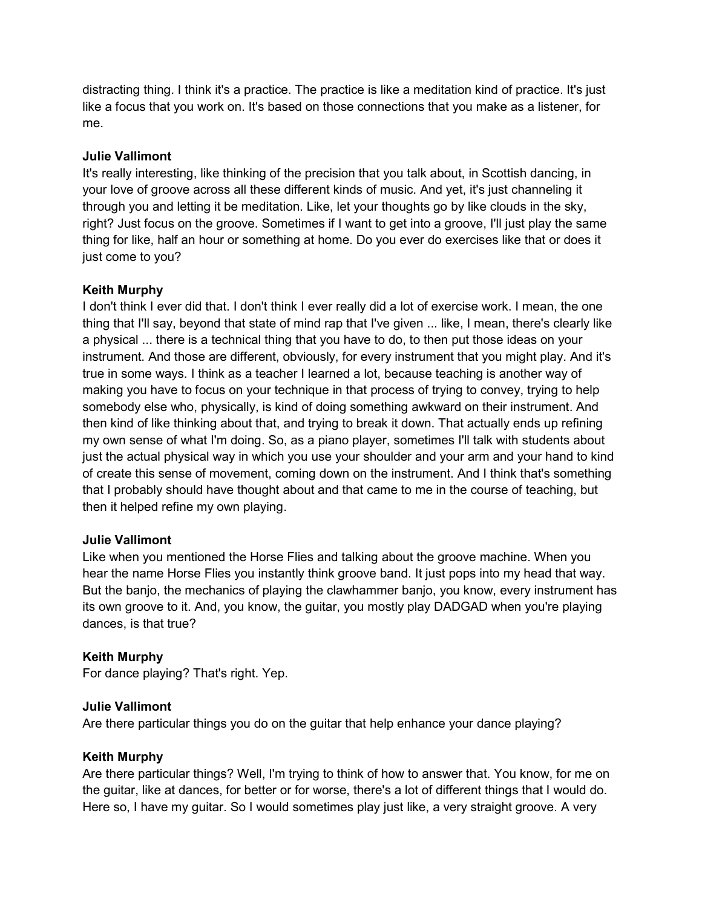distracting thing. I think it's a practice. The practice is like a meditation kind of practice. It's just like a focus that you work on. It's based on those connections that you make as a listener, for me.

**Julie Vallimont**
It's really interesting, like thinking of the precision that you talk about, in Scottish dancing, in your love of groove across all these different kinds of music. And yet, it's just channeling it through you and letting it be meditation. Like, let your thoughts go by like clouds in the sky, right? Just focus on the groove. Sometimes if I want to get into a groove, I'll just play the same thing for like, half an hour or something at home. Do you ever do exercises like that or does it just come to you?

**Keith Murphy**
I don't think I ever did that. I don't think I ever really did a lot of exercise work. I mean, the one thing that I'll say, beyond that state of mind rap that I've given ... like, I mean, there's clearly like a physical ... there is a technical thing that you have to do, to then put those ideas on your instrument. And those are different, obviously, for every instrument that you might play. And it's true in some ways. I think as a teacher I learned a lot, because teaching is another way of making you have to focus on your technique in that process of trying to convey, trying to help somebody else who, physically, is kind of doing something awkward on their instrument. And then kind of like thinking about that, and trying to break it down. That actually ends up refining my own sense of what I'm doing. So, as a piano player, sometimes I'll talk with students about just the actual physical way in which you use your shoulder and your arm and your hand to kind of create this sense of movement, coming down on the instrument. And I think that's something that I probably should have thought about and that came to me in the course of teaching, but then it helped refine my own playing.

**Julie Vallimont**
Like when you mentioned the Horse Flies and talking about the groove machine. When you hear the name Horse Flies you instantly think groove band. It just pops into my head that way. But the banjo, the mechanics of playing the clawhammer banjo, you know, every instrument has its own groove to it. And, you know, the guitar, you mostly play DADGAD when you're playing dances, is that true?

**Keith Murphy**
For dance playing? That's right. Yep.

**Julie Vallimont**
Are there particular things you do on the guitar that help enhance your dance playing?

**Keith Murphy**
Are there particular things? Well, I'm trying to think of how to answer that. You know, for me on the guitar, like at dances, for better or for worse, there's a lot of different things that I would do. Here so, I have my guitar. So I would sometimes play just like, a very straight groove. A very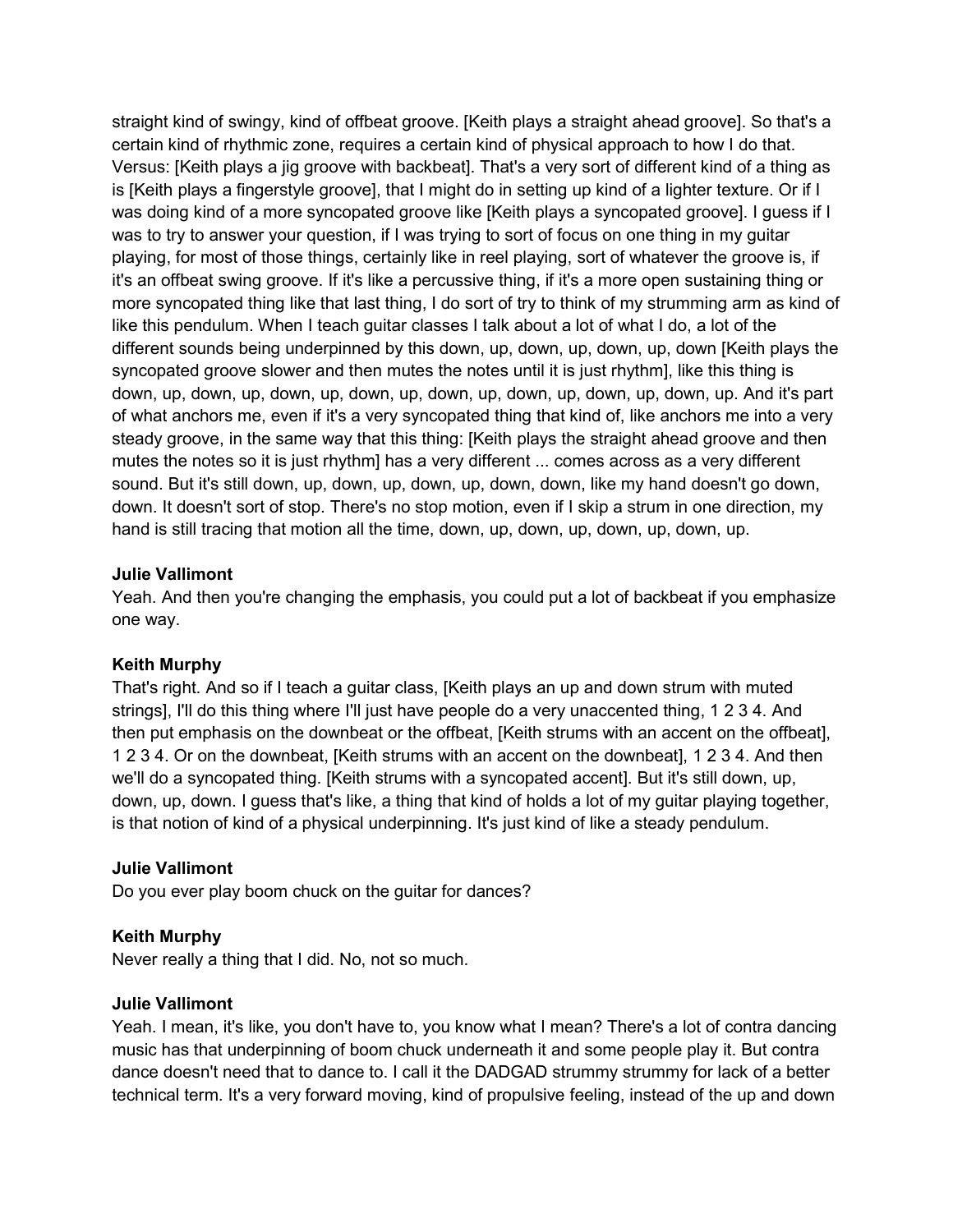straight kind of swingy, kind of offbeat groove. [Keith plays a straight ahead groove]. So that's a certain kind of rhythmic zone, requires a certain kind of physical approach to how I do that. Versus: [Keith plays a jig groove with backbeat]. That's a very sort of different kind of a thing as is [Keith plays a fingerstyle groove], that I might do in setting up kind of a lighter texture. Or if I was doing kind of a more syncopated groove like [Keith plays a syncopated groove]. I guess if I was to try to answer your question, if I was trying to sort of focus on one thing in my guitar playing, for most of those things, certainly like in reel playing, sort of whatever the groove is, if it's an offbeat swing groove. If it's like a percussive thing, if it's a more open sustaining thing or more syncopated thing like that last thing, I do sort of try to think of my strumming arm as kind of like this pendulum. When I teach guitar classes I talk about a lot of what I do, a lot of the different sounds being underpinned by this down, up, down, up, down, up, down [Keith plays the syncopated groove slower and then mutes the notes until it is just rhythm], like this thing is down, up, down, up, down, up, down, up, down, up, down, up, down, up, down, up. And it's part of what anchors me, even if it's a very syncopated thing that kind of, like anchors me into a very steady groove, in the same way that this thing: [Keith plays the straight ahead groove and then mutes the notes so it is just rhythm] has a very different ... comes across as a very different sound. But it's still down, up, down, up, down, up, down, down, like my hand doesn't go down, down. It doesn't sort of stop. There's no stop motion, even if I skip a strum in one direction, my hand is still tracing that motion all the time, down, up, down, up, down, up, down, up.

**Julie Vallimont**

Yeah. And then you're changing the emphasis, you could put a lot of backbeat if you emphasize one way.

**Keith Murphy**

That's right. And so if I teach a guitar class, [Keith plays an up and down strum with muted strings], I'll do this thing where I'll just have people do a very unaccented thing, 1 2 3 4. And then put emphasis on the downbeat or the offbeat, [Keith strums with an accent on the offbeat], 1 2 3 4. Or on the downbeat, [Keith strums with an accent on the downbeat], 1 2 3 4. And then we'll do a syncopated thing. [Keith strums with a syncopated accent]. But it's still down, up, down, up, down. I guess that's like, a thing that kind of holds a lot of my guitar playing together, is that notion of kind of a physical underpinning. It's just kind of like a steady pendulum.

**Julie Vallimont**

Do you ever play boom chuck on the guitar for dances?

**Keith Murphy**

Never really a thing that I did. No, not so much.

**Julie Vallimont**

Yeah. I mean, it's like, you don't have to, you know what I mean? There's a lot of contra dancing music has that underpinning of boom chuck underneath it and some people play it. But contra dance doesn't need that to dance to. I call it the DADGAD strummy strummy for lack of a better technical term. It's a very forward moving, kind of propulsive feeling, instead of the up and down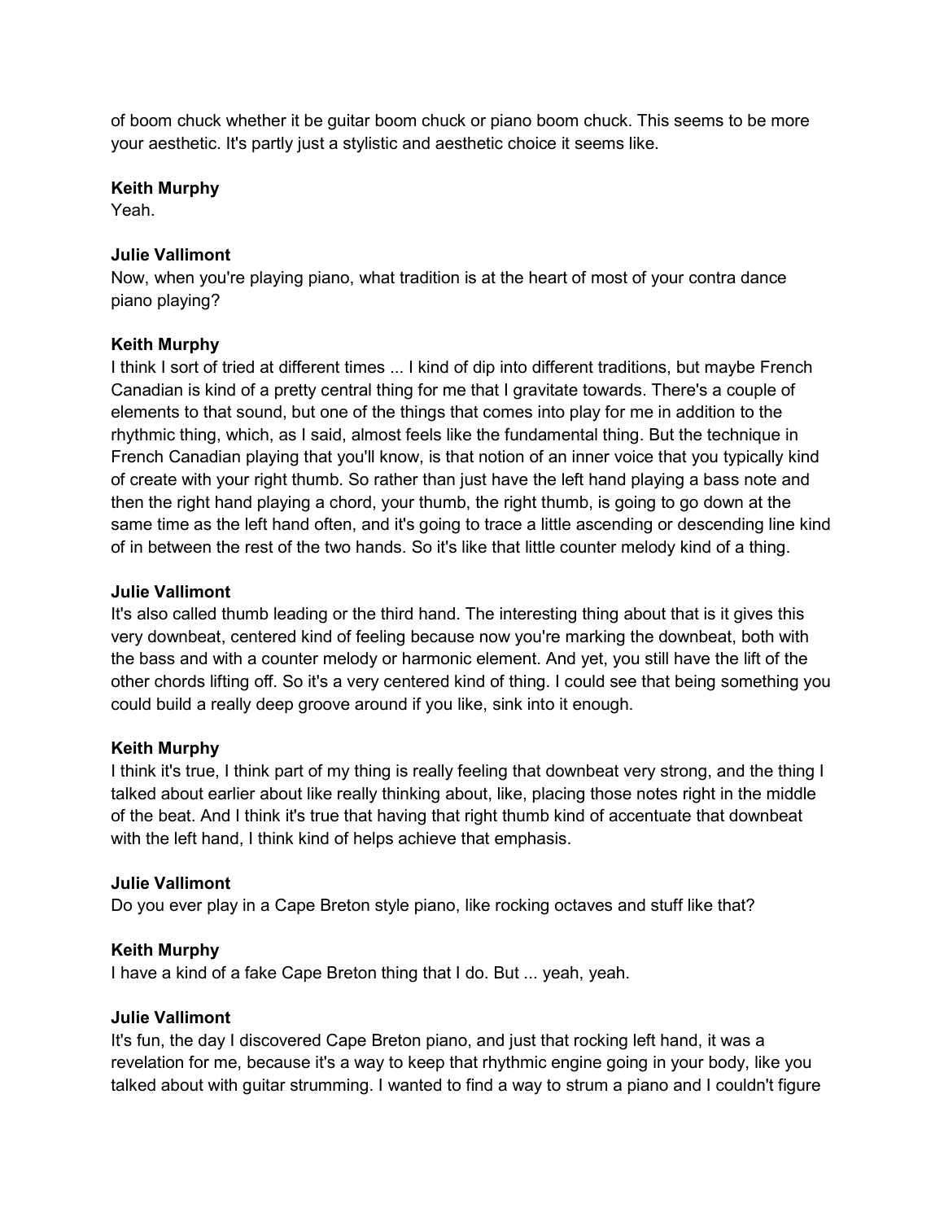of boom chuck whether it be guitar boom chuck or piano boom chuck. This seems to be more your aesthetic. It's partly just a stylistic and aesthetic choice it seems like.

**Keith Murphy**
Yeah.

**Julie Vallimont**
Now, when you're playing piano, what tradition is at the heart of most of your contra dance piano playing?

**Keith Murphy**
I think I sort of tried at different times ... I kind of dip into different traditions, but maybe French Canadian is kind of a pretty central thing for me that I gravitate towards. There's a couple of elements to that sound, but one of the things that comes into play for me in addition to the rhythmic thing, which, as I said, almost feels like the fundamental thing. But the technique in French Canadian playing that you'll know, is that notion of an inner voice that you typically kind of create with your right thumb. So rather than just have the left hand playing a bass note and then the right hand playing a chord, your thumb, the right thumb, is going to go down at the same time as the left hand often, and it's going to trace a little ascending or descending line kind of in between the rest of the two hands. So it's like that little counter melody kind of a thing.

**Julie Vallimont**
It's also called thumb leading or the third hand. The interesting thing about that is it gives this very downbeat, centered kind of feeling because now you're marking the downbeat, both with the bass and with a counter melody or harmonic element. And yet, you still have the lift of the other chords lifting off. So it's a very centered kind of thing. I could see that being something you could build a really deep groove around if you like, sink into it enough.

**Keith Murphy**
I think it's true, I think part of my thing is really feeling that downbeat very strong, and the thing I talked about earlier about like really thinking about, like, placing those notes right in the middle of the beat. And I think it's true that having that right thumb kind of accentuate that downbeat with the left hand, I think kind of helps achieve that emphasis.

**Julie Vallimont**
Do you ever play in a Cape Breton style piano, like rocking octaves and stuff like that?

**Keith Murphy**
I have a kind of a fake Cape Breton thing that I do. But ... yeah, yeah.

**Julie Vallimont**
It's fun, the day I discovered Cape Breton piano, and just that rocking left hand, it was a revelation for me, because it's a way to keep that rhythmic engine going in your body, like you talked about with guitar strumming. I wanted to find a way to strum a piano and I couldn't figure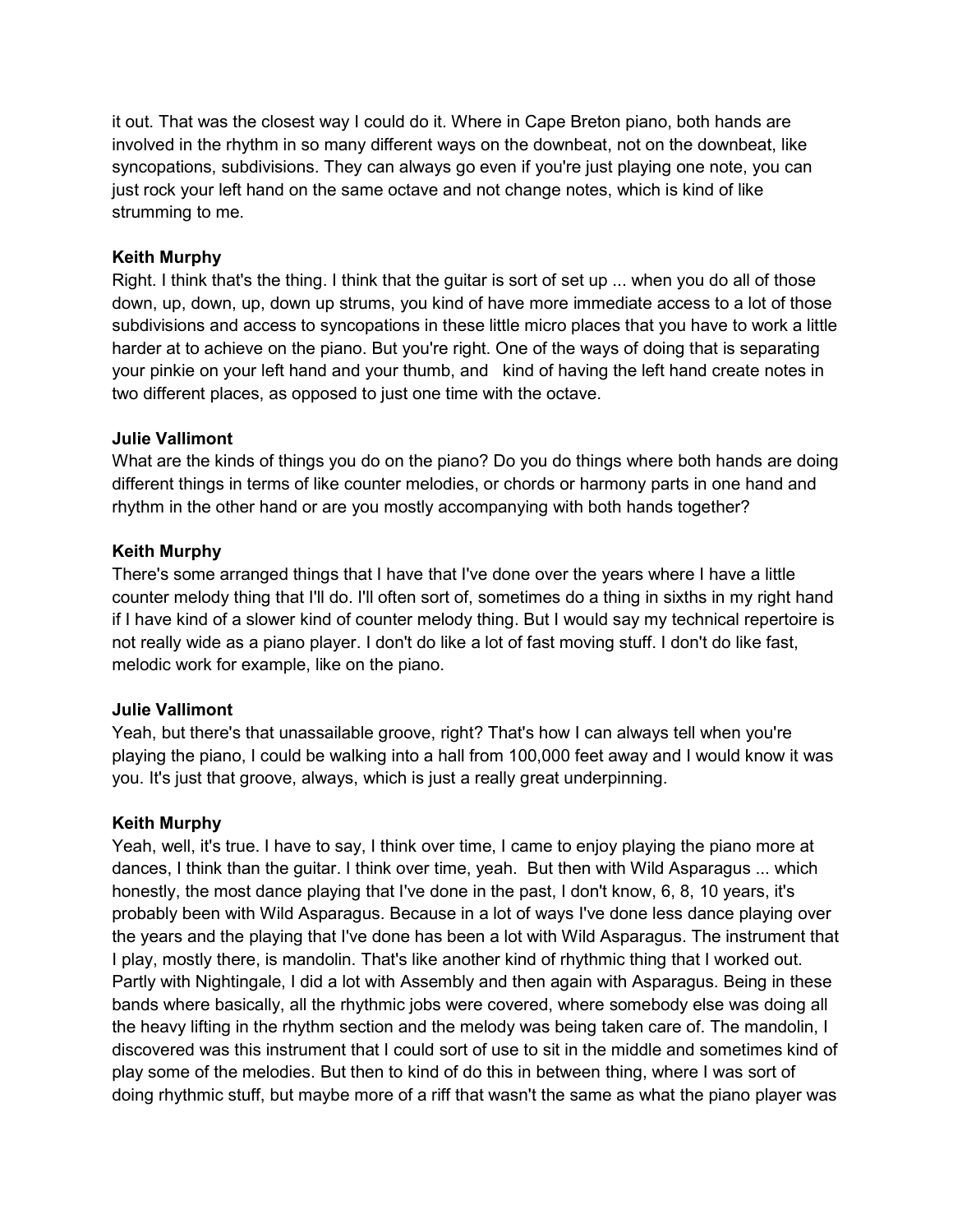it out. That was the closest way I could do it. Where in Cape Breton piano, both hands are involved in the rhythm in so many different ways on the downbeat, not on the downbeat, like syncopations, subdivisions. They can always go even if you're just playing one note, you can just rock your left hand on the same octave and not change notes, which is kind of like strumming to me.

**Keith Murphy**
Right. I think that's the thing. I think that the guitar is sort of set up ... when you do all of those down, up, down, up, down up strums, you kind of have more immediate access to a lot of those subdivisions and access to syncopations in these little micro places that you have to work a little harder at to achieve on the piano. But you're right. One of the ways of doing that is separating your pinkie on your left hand and your thumb, and kind of having the left hand create notes in two different places, as opposed to just one time with the octave.

**Julie Vallimont**
What are the kinds of things you do on the piano? Do you do things where both hands are doing different things in terms of like counter melodies, or chords or harmony parts in one hand and rhythm in the other hand or are you mostly accompanying with both hands together?

**Keith Murphy**
There's some arranged things that I have that I've done over the years where I have a little counter melody thing that I'll do. I'll often sort of, sometimes do a thing in sixths in my right hand if I have kind of a slower kind of counter melody thing. But I would say my technical repertoire is not really wide as a piano player. I don't do like a lot of fast moving stuff. I don't do like fast, melodic work for example, like on the piano.

**Julie Vallimont**
Yeah, but there's that unassailable groove, right? That's how I can always tell when you're playing the piano, I could be walking into a hall from 100,000 feet away and I would know it was you. It's just that groove, always, which is just a really great underpinning.

**Keith Murphy**
Yeah, well, it's true. I have to say, I think over time, I came to enjoy playing the piano more at dances, I think than the guitar. I think over time, yeah. But then with Wild Asparagus ... which honestly, the most dance playing that I've done in the past, I don't know, 6, 8, 10 years, it's probably been with Wild Asparagus. Because in a lot of ways I've done less dance playing over the years and the playing that I've done has been a lot with Wild Asparagus. The instrument that I play, mostly there, is mandolin. That's like another kind of rhythmic thing that I worked out. Partly with Nightingale, I did a lot with Assembly and then again with Asparagus. Being in these bands where basically, all the rhythmic jobs were covered, where somebody else was doing all the heavy lifting in the rhythm section and the melody was being taken care of. The mandolin, I discovered was this instrument that I could sort of use to sit in the middle and sometimes kind of play some of the melodies. But then to kind of do this in between thing, where I was sort of doing rhythmic stuff, but maybe more of a riff that wasn't the same as what the piano player was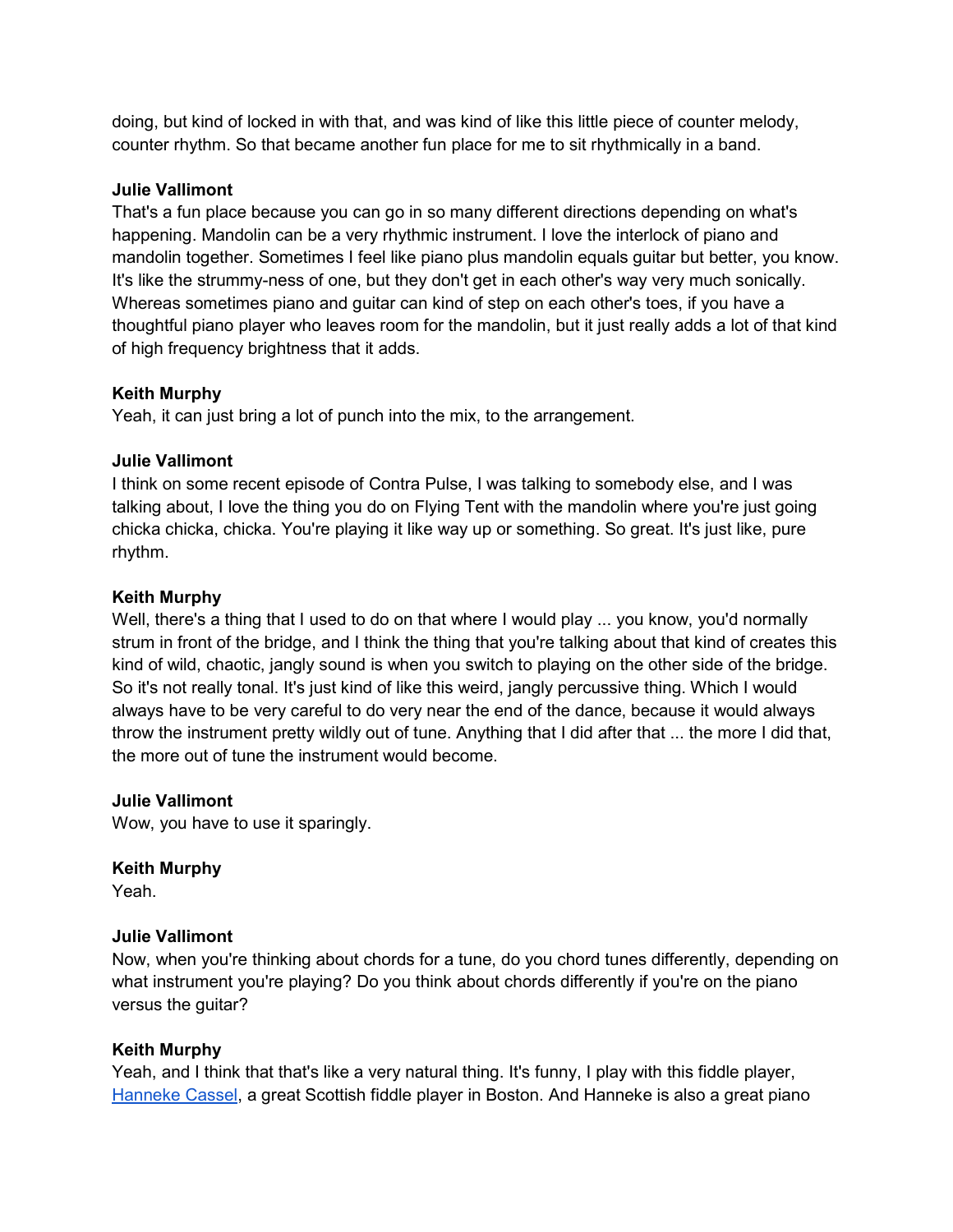doing, but kind of locked in with that, and was kind of like this little piece of counter melody, counter rhythm. So that became another fun place for me to sit rhythmically in a band.

**Julie Vallimont**
That's a fun place because you can go in so many different directions depending on what's happening. Mandolin can be a very rhythmic instrument. I love the interlock of piano and mandolin together. Sometimes I feel like piano plus mandolin equals guitar but better, you know. It's like the strummy-ness of one, but they don't get in each other's way very much sonically. Whereas sometimes piano and guitar can kind of step on each other's toes, if you have a thoughtful piano player who leaves room for the mandolin, but it just really adds a lot of that kind of high frequency brightness that it adds.

**Keith Murphy**
Yeah, it can just bring a lot of punch into the mix, to the arrangement.

**Julie Vallimont**
I think on some recent episode of Contra Pulse, I was talking to somebody else, and I was talking about, I love the thing you do on Flying Tent with the mandolin where you're just going chicka chicka, chicka. You're playing it like way up or something. So great. It's just like, pure rhythm.

**Keith Murphy**
Well, there's a thing that I used to do on that where I would play ... you know, you'd normally strum in front of the bridge, and I think the thing that you're talking about that kind of creates this kind of wild, chaotic, jangly sound is when you switch to playing on the other side of the bridge. So it's not really tonal. It's just kind of like this weird, jangly percussive thing. Which I would always have to be very careful to do very near the end of the dance, because it would always throw the instrument pretty wildly out of tune. Anything that I did after that ... the more I did that, the more out of tune the instrument would become.

**Julie Vallimont**
Wow, you have to use it sparingly.

**Keith Murphy**
Yeah.

**Julie Vallimont**
Now, when you're thinking about chords for a tune, do you chord tunes differently, depending on what instrument you're playing? Do you think about chords differently if you're on the piano versus the guitar?

**Keith Murphy**
Yeah, and I think that that's like a very natural thing. It's funny, I play with this fiddle player, Hanneke Cassel, a great Scottish fiddle player in Boston. And Hanneke is also a great piano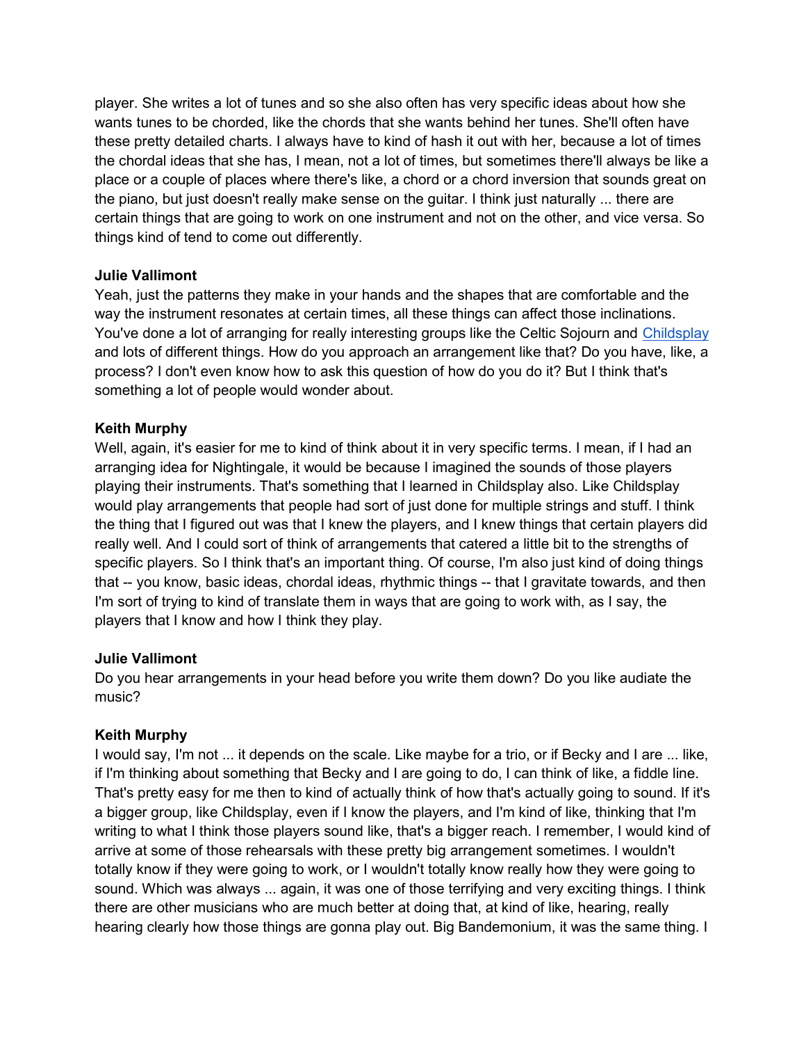player. She writes a lot of tunes and so she also often has very specific ideas about how she wants tunes to be chorded, like the chords that she wants behind her tunes. She'll often have these pretty detailed charts. I always have to kind of hash it out with her, because a lot of times the chordal ideas that she has, I mean, not a lot of times, but sometimes there'll always be like a place or a couple of places where there's like, a chord or a chord inversion that sounds great on the piano, but just doesn't really make sense on the guitar. I think just naturally ... there are certain things that are going to work on one instrument and not on the other, and vice versa. So things kind of tend to come out differently.

**Julie Vallimont**
Yeah, just the patterns they make in your hands and the shapes that are comfortable and the way the instrument resonates at certain times, all these things can affect those inclinations. You've done a lot of arranging for really interesting groups like the Celtic Sojourn and Childsplay and lots of different things. How do you approach an arrangement like that? Do you have, like, a process? I don't even know how to ask this question of how do you do it? But I think that's something a lot of people would wonder about.

**Keith Murphy**
Well, again, it's easier for me to kind of think about it in very specific terms. I mean, if I had an arranging idea for Nightingale, it would be because I imagined the sounds of those players playing their instruments. That's something that I learned in Childsplay also. Like Childsplay would play arrangements that people had sort of just done for multiple strings and stuff. I think the thing that I figured out was that I knew the players, and I knew things that certain players did really well. And I could sort of think of arrangements that catered a little bit to the strengths of specific players. So I think that's an important thing. Of course, I'm also just kind of doing things that -- you know, basic ideas, chordal ideas, rhythmic things -- that I gravitate towards, and then I'm sort of trying to kind of translate them in ways that are going to work with, as I say, the players that I know and how I think they play.

**Julie Vallimont**
Do you hear arrangements in your head before you write them down? Do you like audiate the music?

**Keith Murphy**
I would say, I'm not ... it depends on the scale. Like maybe for a trio, or if Becky and I are ... like, if I'm thinking about something that Becky and I are going to do, I can think of like, a fiddle line. That's pretty easy for me then to kind of actually think of how that's actually going to sound. If it's a bigger group, like Childsplay, even if I know the players, and I'm kind of like, thinking that I'm writing to what I think those players sound like, that's a bigger reach. I remember, I would kind of arrive at some of those rehearsals with these pretty big arrangement sometimes. I wouldn't totally know if they were going to work, or I wouldn't totally know really how they were going to sound. Which was always ... again, it was one of those terrifying and very exciting things. I think there are other musicians who are much better at doing that, at kind of like, hearing, really hearing clearly how those things are gonna play out. Big Bandemonium, it was the same thing. I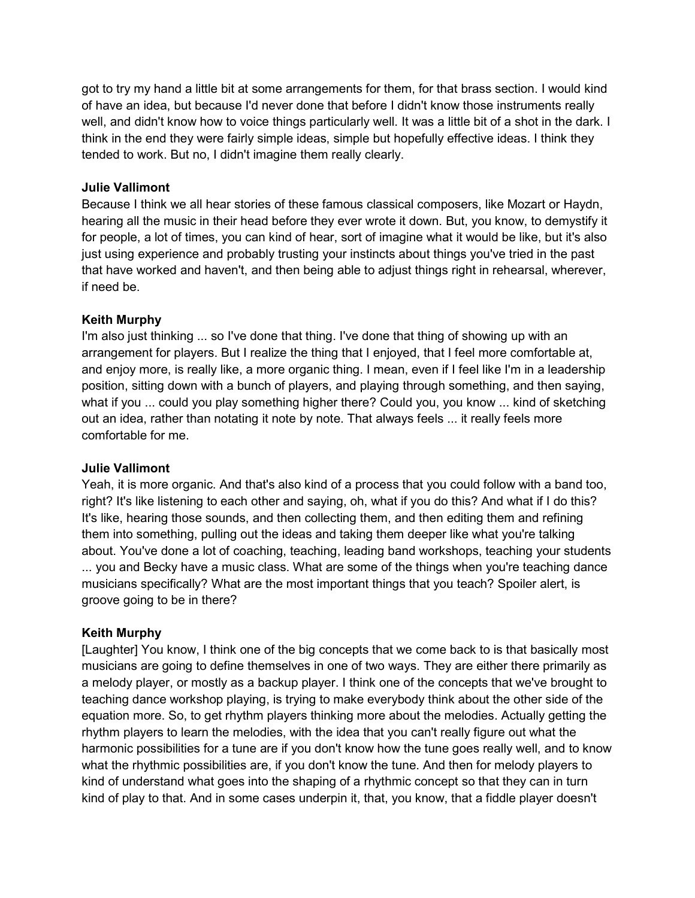got to try my hand a little bit at some arrangements for them, for that brass section. I would kind of have an idea, but because I'd never done that before I didn't know those instruments really well, and didn't know how to voice things particularly well. It was a little bit of a shot in the dark. I think in the end they were fairly simple ideas, simple but hopefully effective ideas. I think they tended to work. But no, I didn't imagine them really clearly.

**Julie Vallimont**
Because I think we all hear stories of these famous classical composers, like Mozart or Haydn, hearing all the music in their head before they ever wrote it down. But, you know, to demystify it for people, a lot of times, you can kind of hear, sort of imagine what it would be like, but it's also just using experience and probably trusting your instincts about things you've tried in the past that have worked and haven't, and then being able to adjust things right in rehearsal, wherever, if need be.

**Keith Murphy**
I'm also just thinking ... so I've done that thing. I've done that thing of showing up with an arrangement for players. But I realize the thing that I enjoyed, that I feel more comfortable at, and enjoy more, is really like, a more organic thing. I mean, even if I feel like I'm in a leadership position, sitting down with a bunch of players, and playing through something, and then saying, what if you ... could you play something higher there? Could you, you know ... kind of sketching out an idea, rather than notating it note by note. That always feels ... it really feels more comfortable for me.

**Julie Vallimont**
Yeah, it is more organic. And that's also kind of a process that you could follow with a band too, right? It's like listening to each other and saying, oh, what if you do this? And what if I do this? It's like, hearing those sounds, and then collecting them, and then editing them and refining them into something, pulling out the ideas and taking them deeper like what you're talking about. You've done a lot of coaching, teaching, leading band workshops, teaching your students ... you and Becky have a music class. What are some of the things when you're teaching dance musicians specifically? What are the most important things that you teach? Spoiler alert, is groove going to be in there?

**Keith Murphy**
[Laughter] You know, I think one of the big concepts that we come back to is that basically most musicians are going to define themselves in one of two ways. They are either there primarily as a melody player, or mostly as a backup player. I think one of the concepts that we've brought to teaching dance workshop playing, is trying to make everybody think about the other side of the equation more. So, to get rhythm players thinking more about the melodies. Actually getting the rhythm players to learn the melodies, with the idea that you can't really figure out what the harmonic possibilities for a tune are if you don't know how the tune goes really well, and to know what the rhythmic possibilities are, if you don't know the tune. And then for melody players to kind of understand what goes into the shaping of a rhythmic concept so that they can in turn kind of play to that. And in some cases underpin it, that, you know, that a fiddle player doesn't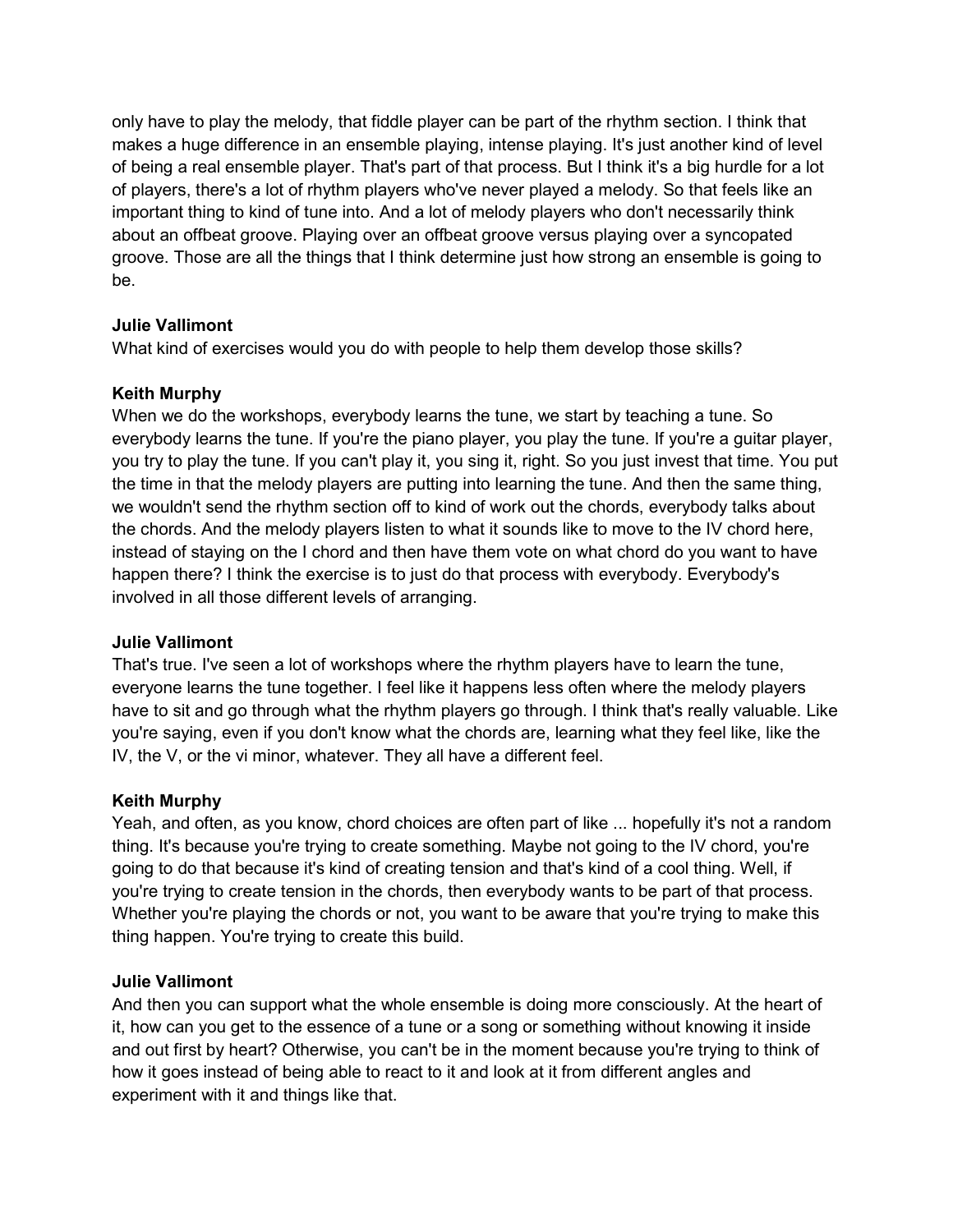only have to play the melody, that fiddle player can be part of the rhythm section. I think that makes a huge difference in an ensemble playing, intense playing. It's just another kind of level of being a real ensemble player. That's part of that process. But I think it's a big hurdle for a lot of players, there's a lot of rhythm players who've never played a melody. So that feels like an important thing to kind of tune into. And a lot of melody players who don't necessarily think about an offbeat groove. Playing over an offbeat groove versus playing over a syncopated groove. Those are all the things that I think determine just how strong an ensemble is going to be.

**Julie Vallimont**
What kind of exercises would you do with people to help them develop those skills?

**Keith Murphy**
When we do the workshops, everybody learns the tune, we start by teaching a tune. So everybody learns the tune. If you're the piano player, you play the tune. If you're a guitar player, you try to play the tune. If you can't play it, you sing it, right. So you just invest that time. You put the time in that the melody players are putting into learning the tune. And then the same thing, we wouldn't send the rhythm section off to kind of work out the chords, everybody talks about the chords. And the melody players listen to what it sounds like to move to the IV chord here, instead of staying on the I chord and then have them vote on what chord do you want to have happen there? I think the exercise is to just do that process with everybody. Everybody's involved in all those different levels of arranging.

**Julie Vallimont**
That's true. I've seen a lot of workshops where the rhythm players have to learn the tune, everyone learns the tune together. I feel like it happens less often where the melody players have to sit and go through what the rhythm players go through. I think that's really valuable. Like you're saying, even if you don't know what the chords are, learning what they feel like, like the IV, the V, or the vi minor, whatever. They all have a different feel.

**Keith Murphy**
Yeah, and often, as you know, chord choices are often part of like ... hopefully it's not a random thing. It's because you're trying to create something. Maybe not going to the IV chord, you're going to do that because it's kind of creating tension and that's kind of a cool thing. Well, if you're trying to create tension in the chords, then everybody wants to be part of that process. Whether you're playing the chords or not, you want to be aware that you're trying to make this thing happen. You're trying to create this build.

**Julie Vallimont**
And then you can support what the whole ensemble is doing more consciously. At the heart of it, how can you get to the essence of a tune or a song or something without knowing it inside and out first by heart? Otherwise, you can't be in the moment because you're trying to think of how it goes instead of being able to react to it and look at it from different angles and experiment with it and things like that.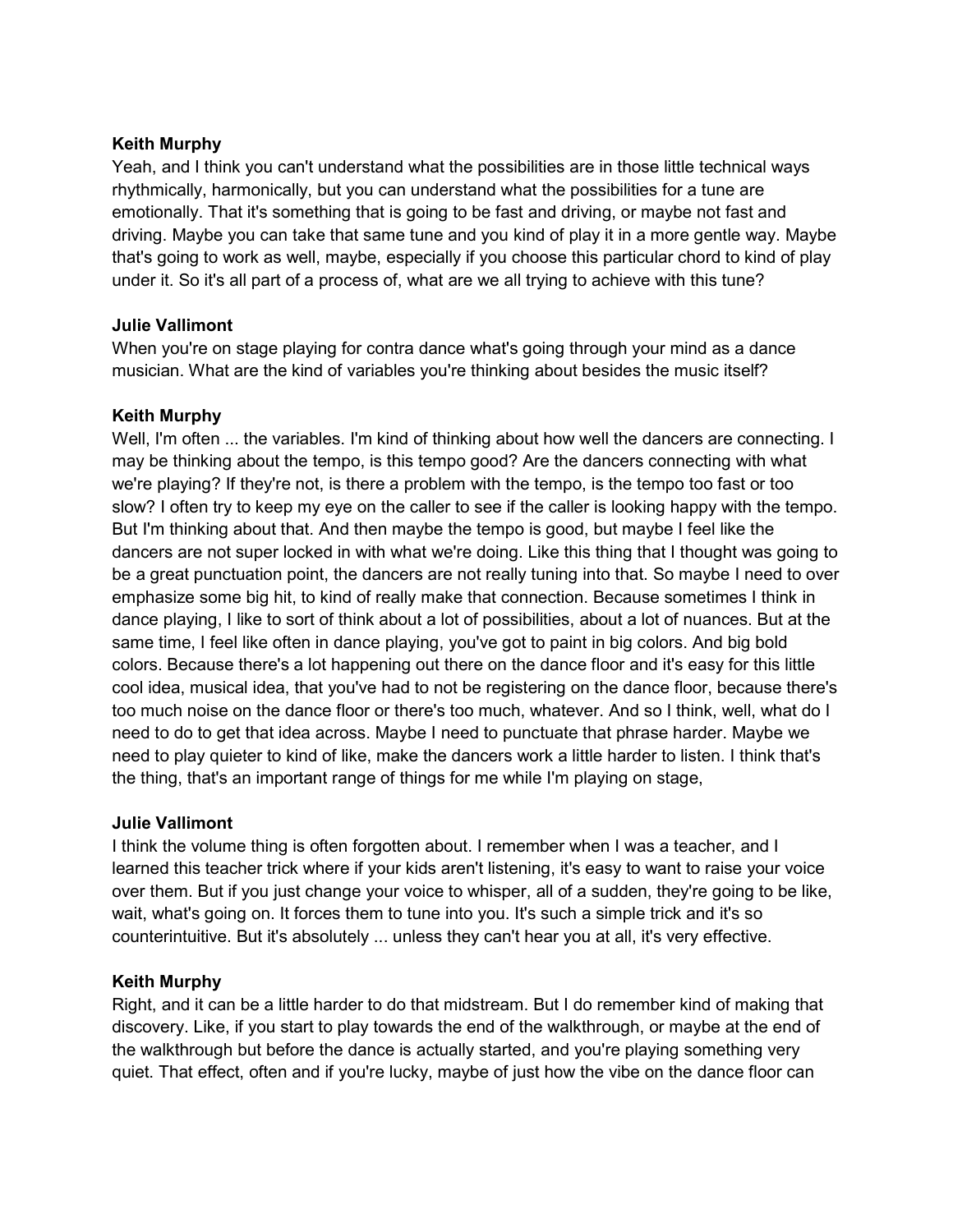**Keith Murphy**
Yeah, and I think you can't understand what the possibilities are in those little technical ways rhythmically, harmonically, but you can understand what the possibilities for a tune are emotionally. That it's something that is going to be fast and driving, or maybe not fast and driving. Maybe you can take that same tune and you kind of play it in a more gentle way. Maybe that's going to work as well, maybe, especially if you choose this particular chord to kind of play under it. So it's all part of a process of, what are we all trying to achieve with this tune?

**Julie Vallimont**
When you're on stage playing for contra dance what's going through your mind as a dance musician. What are the kind of variables you're thinking about besides the music itself?

**Keith Murphy**
Well, I'm often ... the variables. I'm kind of thinking about how well the dancers are connecting. I may be thinking about the tempo, is this tempo good? Are the dancers connecting with what we're playing? If they're not, is there a problem with the tempo, is the tempo too fast or too slow? I often try to keep my eye on the caller to see if the caller is looking happy with the tempo. But I'm thinking about that. And then maybe the tempo is good, but maybe I feel like the dancers are not super locked in with what we're doing. Like this thing that I thought was going to be a great punctuation point, the dancers are not really tuning into that. So maybe I need to over emphasize some big hit, to kind of really make that connection. Because sometimes I think in dance playing, I like to sort of think about a lot of possibilities, about a lot of nuances. But at the same time, I feel like often in dance playing, you've got to paint in big colors. And big bold colors. Because there's a lot happening out there on the dance floor and it's easy for this little cool idea, musical idea, that you've had to not be registering on the dance floor, because there's too much noise on the dance floor or there's too much, whatever. And so I think, well, what do I need to do to get that idea across. Maybe I need to punctuate that phrase harder. Maybe we need to play quieter to kind of like, make the dancers work a little harder to listen. I think that's the thing, that's an important range of things for me while I'm playing on stage,

**Julie Vallimont**
I think the volume thing is often forgotten about. I remember when I was a teacher, and I learned this teacher trick where if your kids aren't listening, it's easy to want to raise your voice over them. But if you just change your voice to whisper, all of a sudden, they're going to be like, wait, what's going on. It forces them to tune into you. It's such a simple trick and it's so counterintuitive. But it's absolutely ... unless they can't hear you at all, it's very effective.

**Keith Murphy**
Right, and it can be a little harder to do that midstream. But I do remember kind of making that discovery. Like, if you start to play towards the end of the walkthrough, or maybe at the end of the walkthrough but before the dance is actually started, and you're playing something very quiet. That effect, often and if you're lucky, maybe of just how the vibe on the dance floor can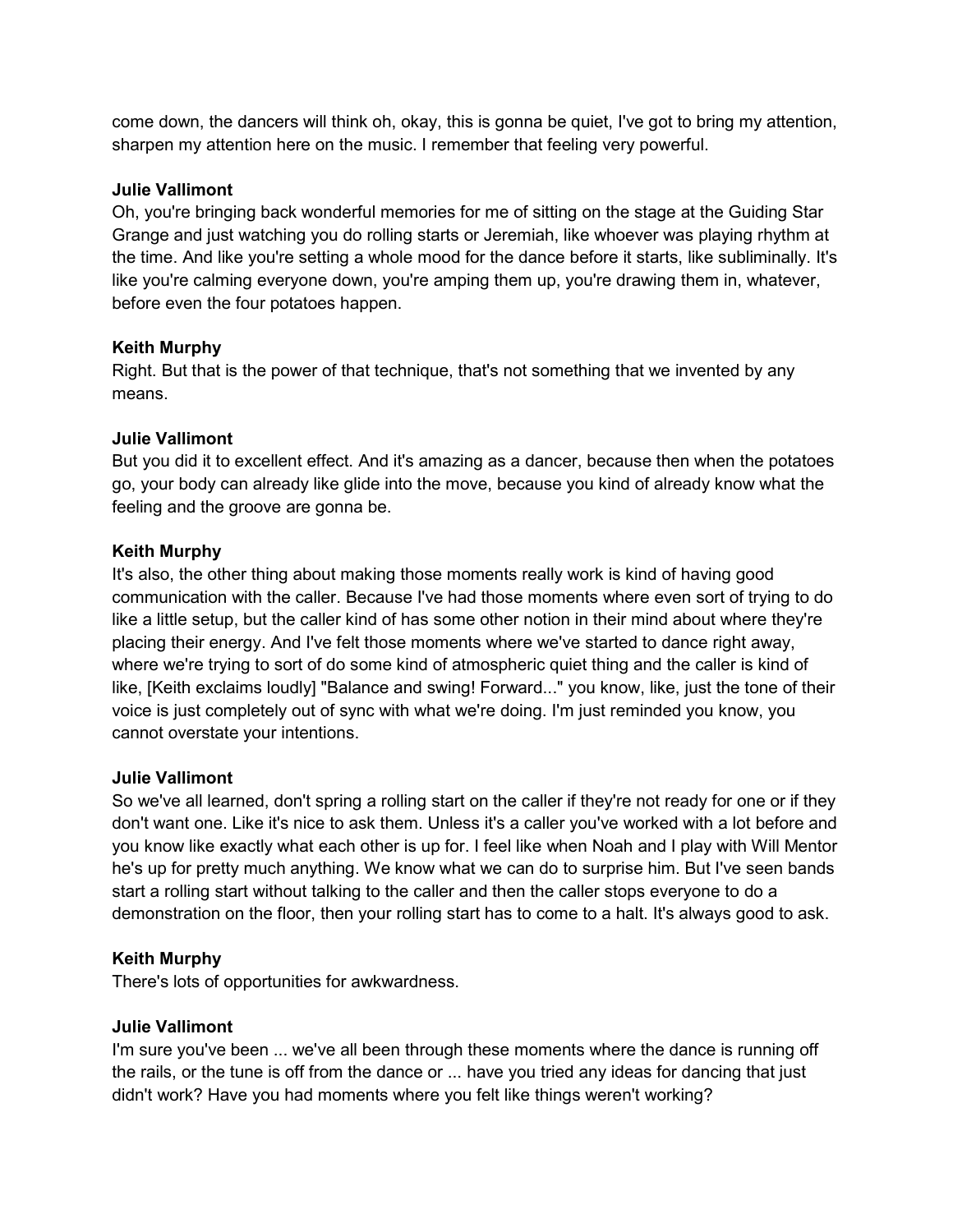come down, the dancers will think oh, okay, this is gonna be quiet, I've got to bring my attention, sharpen my attention here on the music. I remember that feeling very powerful.

**Julie Vallimont**
Oh, you're bringing back wonderful memories for me of sitting on the stage at the Guiding Star Grange and just watching you do rolling starts or Jeremiah, like whoever was playing rhythm at the time. And like you're setting a whole mood for the dance before it starts, like subliminally. It's like you're calming everyone down, you're amping them up, you're drawing them in, whatever, before even the four potatoes happen.

**Keith Murphy**
Right. But that is the power of that technique, that's not something that we invented by any means.

**Julie Vallimont**
But you did it to excellent effect. And it's amazing as a dancer, because then when the potatoes go, your body can already like glide into the move, because you kind of already know what the feeling and the groove are gonna be.

**Keith Murphy**
It's also, the other thing about making those moments really work is kind of having good communication with the caller. Because I've had those moments where even sort of trying to do like a little setup, but the caller kind of has some other notion in their mind about where they're placing their energy. And I've felt those moments where we've started to dance right away, where we're trying to sort of do some kind of atmospheric quiet thing and the caller is kind of like, [Keith exclaims loudly] "Balance and swing! Forward..." you know, like, just the tone of their voice is just completely out of sync with what we're doing. I'm just reminded you know, you cannot overstate your intentions.

**Julie Vallimont**
So we've all learned, don't spring a rolling start on the caller if they're not ready for one or if they don't want one. Like it's nice to ask them. Unless it's a caller you've worked with a lot before and you know like exactly what each other is up for. I feel like when Noah and I play with Will Mentor he's up for pretty much anything. We know what we can do to surprise him. But I've seen bands start a rolling start without talking to the caller and then the caller stops everyone to do a demonstration on the floor, then your rolling start has to come to a halt. It's always good to ask.

**Keith Murphy**
There's lots of opportunities for awkwardness.

**Julie Vallimont**
I'm sure you've been ... we've all been through these moments where the dance is running off the rails, or the tune is off from the dance or ... have you tried any ideas for dancing that just didn't work? Have you had moments where you felt like things weren't working?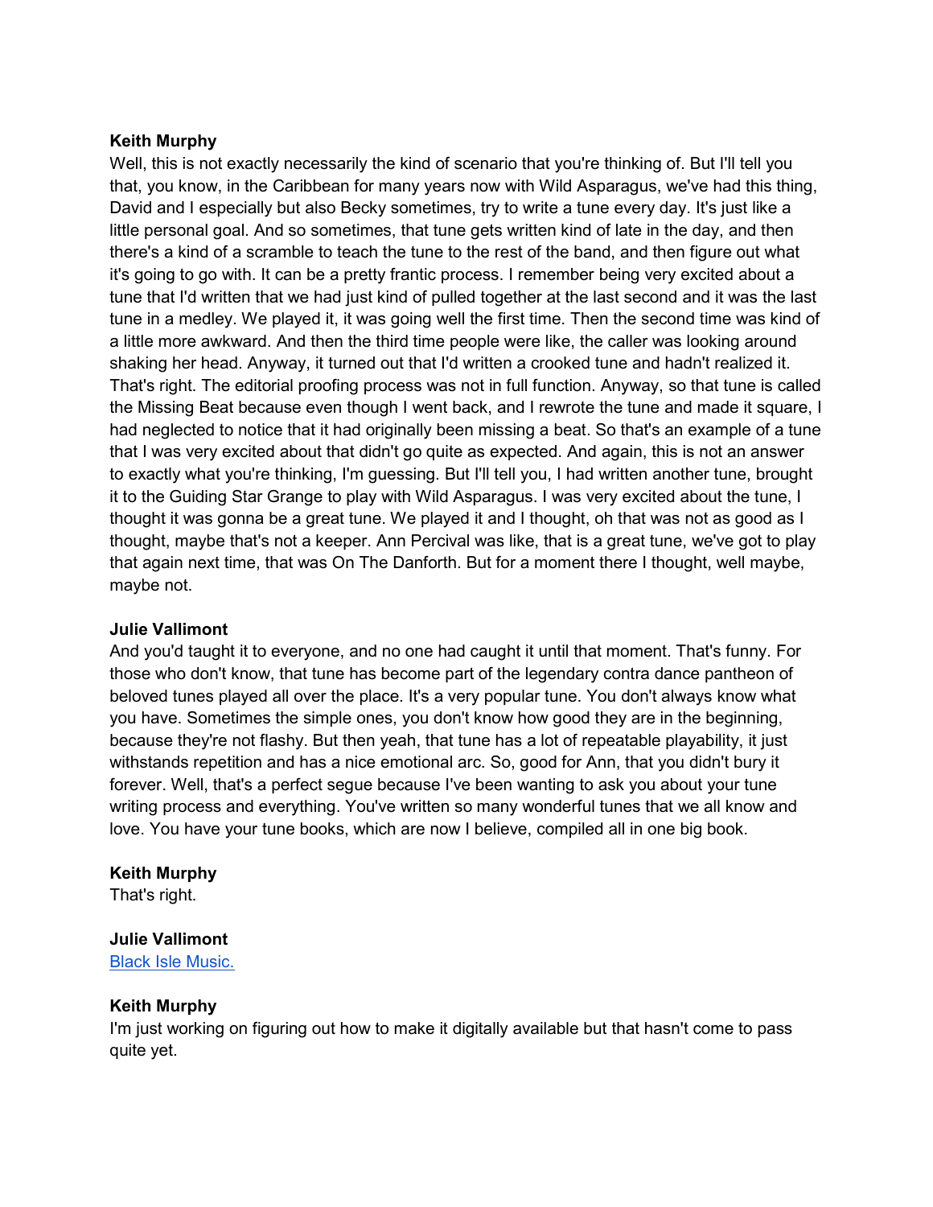**Keith Murphy**
Well, this is not exactly necessarily the kind of scenario that you're thinking of. But I'll tell you that, you know, in the Caribbean for many years now with Wild Asparagus, we've had this thing, David and I especially but also Becky sometimes, try to write a tune every day. It's just like a little personal goal. And so sometimes, that tune gets written kind of late in the day, and then there's a kind of a scramble to teach the tune to the rest of the band, and then figure out what it's going to go with. It can be a pretty frantic process. I remember being very excited about a tune that I'd written that we had just kind of pulled together at the last second and it was the last tune in a medley. We played it, it was going well the first time. Then the second time was kind of a little more awkward. And then the third time people were like, the caller was looking around shaking her head. Anyway, it turned out that I'd written a crooked tune and hadn't realized it. That's right. The editorial proofing process was not in full function. Anyway, so that tune is called the Missing Beat because even though I went back, and I rewrote the tune and made it square, I had neglected to notice that it had originally been missing a beat. So that's an example of a tune that I was very excited about that didn't go quite as expected. And again, this is not an answer to exactly what you're thinking, I'm guessing. But I'll tell you, I had written another tune, brought it to the Guiding Star Grange to play with Wild Asparagus. I was very excited about the tune, I thought it was gonna be a great tune. We played it and I thought, oh that was not as good as I thought, maybe that's not a keeper. Ann Percival was like, that is a great tune, we've got to play that again next time, that was On The Danforth. But for a moment there I thought, well maybe, maybe not.

**Julie Vallimont**
And you'd taught it to everyone, and no one had caught it until that moment. That's funny. For those who don't know, that tune has become part of the legendary contra dance pantheon of beloved tunes played all over the place. It's a very popular tune. You don't always know what you have. Sometimes the simple ones, you don't know how good they are in the beginning, because they're not flashy. But then yeah, that tune has a lot of repeatable playability, it just withstands repetition and has a nice emotional arc. So, good for Ann, that you didn't bury it forever. Well, that's a perfect segue because I've been wanting to ask you about your tune writing process and everything. You've written so many wonderful tunes that we all know and love. You have your tune books, which are now I believe, compiled all in one big book.

**Keith Murphy**
That's right.

**Julie Vallimont**
Black Isle Music.

**Keith Murphy**
I'm just working on figuring out how to make it digitally available but that hasn't come to pass quite yet.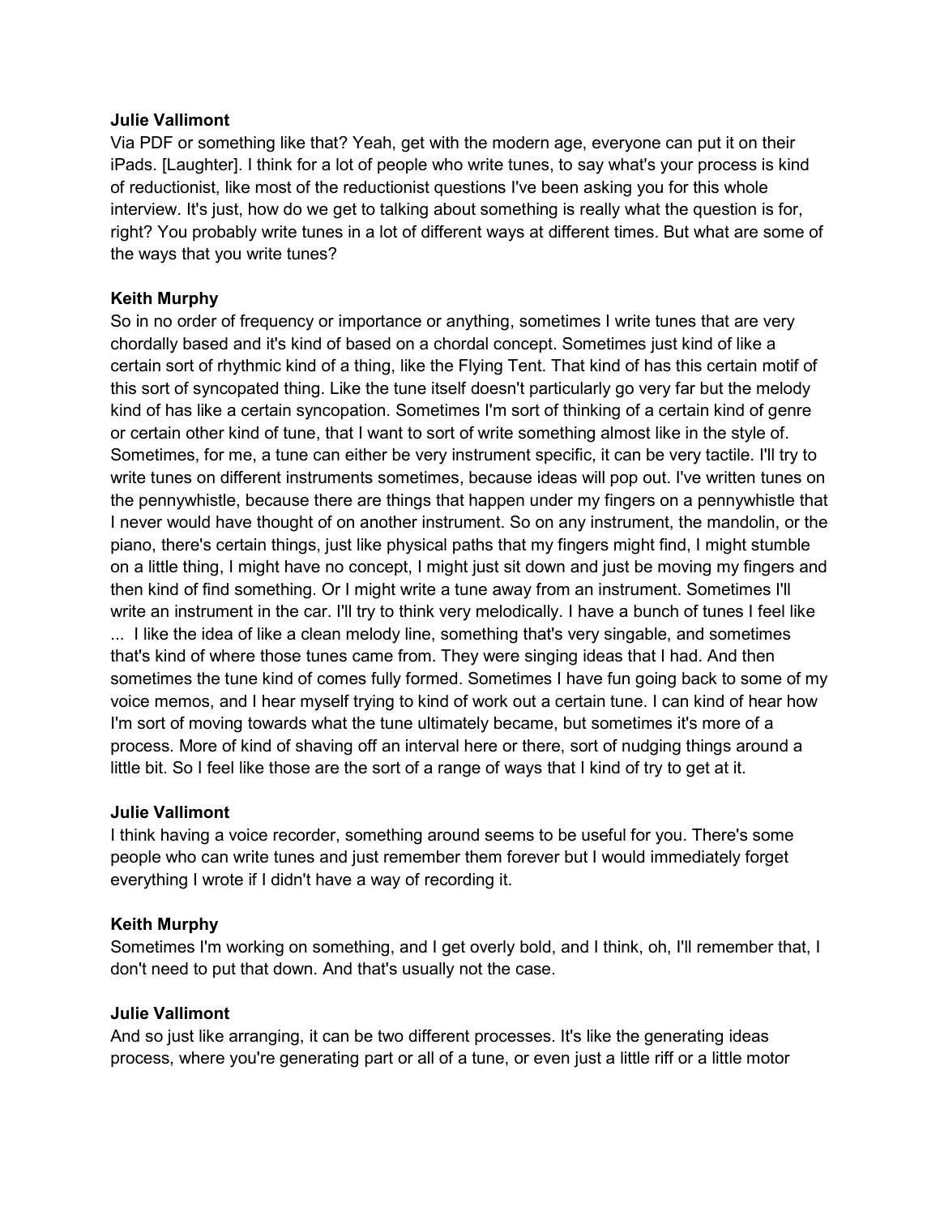**Julie Vallimont**
Via PDF or something like that? Yeah, get with the modern age, everyone can put it on their iPads. [Laughter]. I think for a lot of people who write tunes, to say what's your process is kind of reductionist, like most of the reductionist questions I've been asking you for this whole interview. It's just, how do we get to talking about something is really what the question is for, right? You probably write tunes in a lot of different ways at different times. But what are some of the ways that you write tunes?

**Keith Murphy**
So in no order of frequency or importance or anything, sometimes I write tunes that are very chordally based and it's kind of based on a chordal concept. Sometimes just kind of like a certain sort of rhythmic kind of a thing, like the Flying Tent. That kind of has this certain motif of this sort of syncopated thing. Like the tune itself doesn't particularly go very far but the melody kind of has like a certain syncopation. Sometimes I'm sort of thinking of a certain kind of genre or certain other kind of tune, that I want to sort of write something almost like in the style of. Sometimes, for me, a tune can either be very instrument specific, it can be very tactile. I'll try to write tunes on different instruments sometimes, because ideas will pop out. I've written tunes on the pennywhistle, because there are things that happen under my fingers on a pennywhistle that I never would have thought of on another instrument. So on any instrument, the mandolin, or the piano, there's certain things, just like physical paths that my fingers might find, I might stumble on a little thing, I might have no concept, I might just sit down and just be moving my fingers and then kind of find something. Or I might write a tune away from an instrument. Sometimes I'll write an instrument in the car. I'll try to think very melodically. I have a bunch of tunes I feel like ... I like the idea of like a clean melody line, something that's very singable, and sometimes that's kind of where those tunes came from. They were singing ideas that I had. And then sometimes the tune kind of comes fully formed. Sometimes I have fun going back to some of my voice memos, and I hear myself trying to kind of work out a certain tune. I can kind of hear how I'm sort of moving towards what the tune ultimately became, but sometimes it's more of a process. More of kind of shaving off an interval here or there, sort of nudging things around a little bit. So I feel like those are the sort of a range of ways that I kind of try to get at it.

**Julie Vallimont**
I think having a voice recorder, something around seems to be useful for you. There's some people who can write tunes and just remember them forever but I would immediately forget everything I wrote if I didn't have a way of recording it.

**Keith Murphy**
Sometimes I'm working on something, and I get overly bold, and I think, oh, I'll remember that, I don't need to put that down. And that's usually not the case.

**Julie Vallimont**
And so just like arranging, it can be two different processes. It's like the generating ideas process, where you're generating part or all of a tune, or even just a little riff or a little motor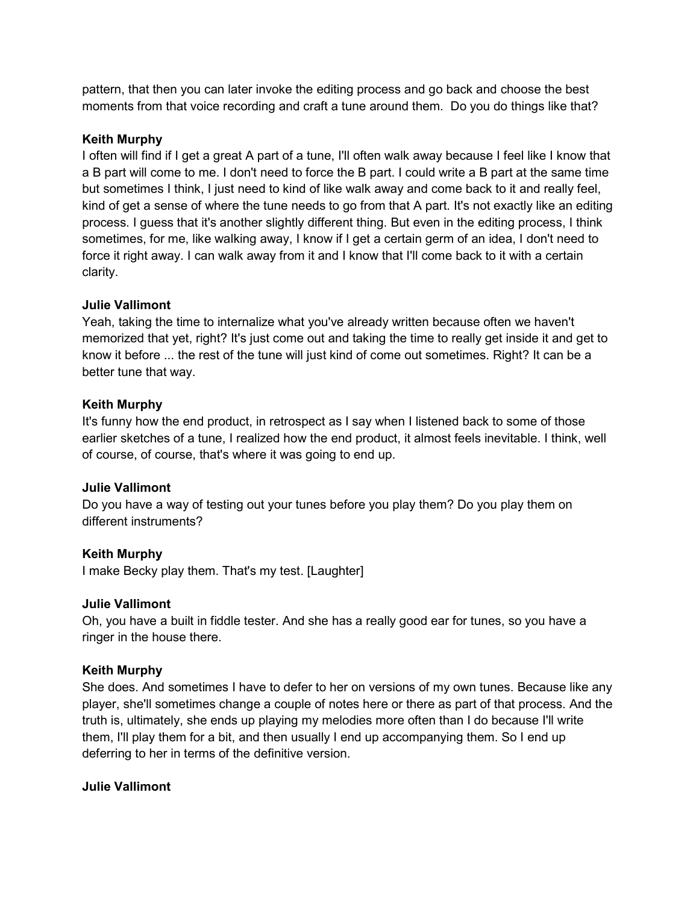pattern, that then you can later invoke the editing process and go back and choose the best moments from that voice recording and craft a tune around them. Do you do things like that?

**Keith Murphy**
I often will find if I get a great A part of a tune, I'll often walk away because I feel like I know that a B part will come to me. I don't need to force the B part. I could write a B part at the same time but sometimes I think, I just need to kind of like walk away and come back to it and really feel, kind of get a sense of where the tune needs to go from that A part. It's not exactly like an editing process. I guess that it's another slightly different thing. But even in the editing process, I think sometimes, for me, like walking away, I know if I get a certain germ of an idea, I don't need to force it right away. I can walk away from it and I know that I'll come back to it with a certain clarity.

**Julie Vallimont**
Yeah, taking the time to internalize what you've already written because often we haven't memorized that yet, right? It's just come out and taking the time to really get inside it and get to know it before ... the rest of the tune will just kind of come out sometimes. Right? It can be a better tune that way.

**Keith Murphy**
It's funny how the end product, in retrospect as I say when I listened back to some of those earlier sketches of a tune, I realized how the end product, it almost feels inevitable. I think, well of course, of course, that's where it was going to end up.

**Julie Vallimont**
Do you have a way of testing out your tunes before you play them? Do you play them on different instruments?

**Keith Murphy**
I make Becky play them. That's my test. [Laughter]

**Julie Vallimont**
Oh, you have a built in fiddle tester. And she has a really good ear for tunes, so you have a ringer in the house there.

**Keith Murphy**
She does. And sometimes I have to defer to her on versions of my own tunes. Because like any player, she'll sometimes change a couple of notes here or there as part of that process. And the truth is, ultimately, she ends up playing my melodies more often than I do because I'll write them, I'll play them for a bit, and then usually I end up accompanying them. So I end up deferring to her in terms of the definitive version.

**Julie Vallimont**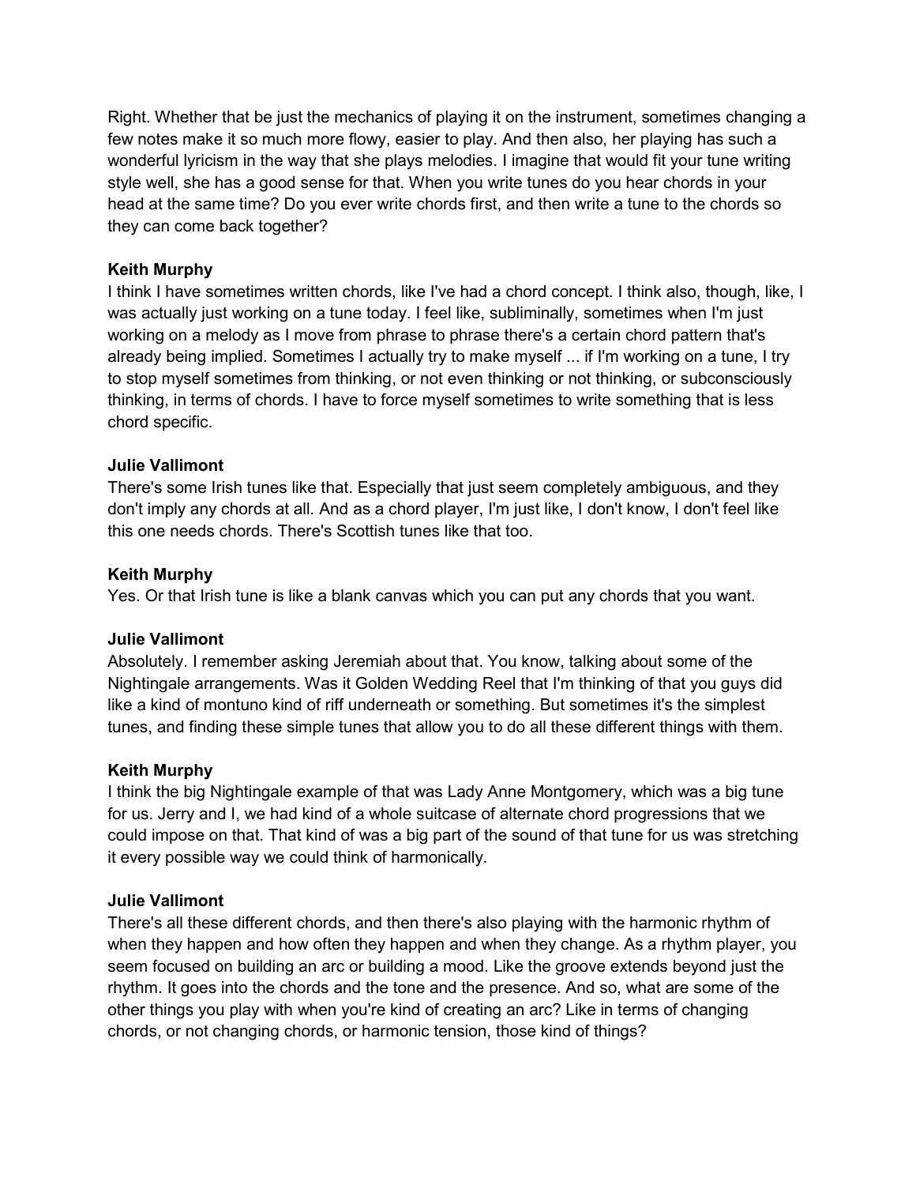Right. Whether that be just the mechanics of playing it on the instrument, sometimes changing a few notes make it so much more flowy, easier to play. And then also, her playing has such a wonderful lyricism in the way that she plays melodies. I imagine that would fit your tune writing style well, she has a good sense for that. When you write tunes do you hear chords in your head at the same time? Do you ever write chords first, and then write a tune to the chords so they can come back together?

**Keith Murphy**
I think I have sometimes written chords, like I've had a chord concept. I think also, though, like, I was actually just working on a tune today. I feel like, subliminally, sometimes when I'm just working on a melody as I move from phrase to phrase there's a certain chord pattern that's already being implied. Sometimes I actually try to make myself ... if I'm working on a tune, I try to stop myself sometimes from thinking, or not even thinking or not thinking, or subconsciously thinking, in terms of chords. I have to force myself sometimes to write something that is less chord specific.

**Julie Vallimont**
There's some Irish tunes like that. Especially that just seem completely ambiguous, and they don't imply any chords at all. And as a chord player, I'm just like, I don't know, I don't feel like this one needs chords. There's Scottish tunes like that too.

**Keith Murphy**
Yes. Or that Irish tune is like a blank canvas which you can put any chords that you want.

**Julie Vallimont**
Absolutely. I remember asking Jeremiah about that. You know, talking about some of the Nightingale arrangements. Was it Golden Wedding Reel that I'm thinking of that you guys did like a kind of montuno kind of riff underneath or something. But sometimes it's the simplest tunes, and finding these simple tunes that allow you to do all these different things with them.

**Keith Murphy**
I think the big Nightingale example of that was Lady Anne Montgomery, which was a big tune for us. Jerry and I, we had kind of a whole suitcase of alternate chord progressions that we could impose on that. That kind of was a big part of the sound of that tune for us was stretching it every possible way we could think of harmonically.

**Julie Vallimont**
There's all these different chords, and then there's also playing with the harmonic rhythm of when they happen and how often they happen and when they change. As a rhythm player, you seem focused on building an arc or building a mood. Like the groove extends beyond just the rhythm. It goes into the chords and the tone and the presence. And so, what are some of the other things you play with when you're kind of creating an arc? Like in terms of changing chords, or not changing chords, or harmonic tension, those kind of things?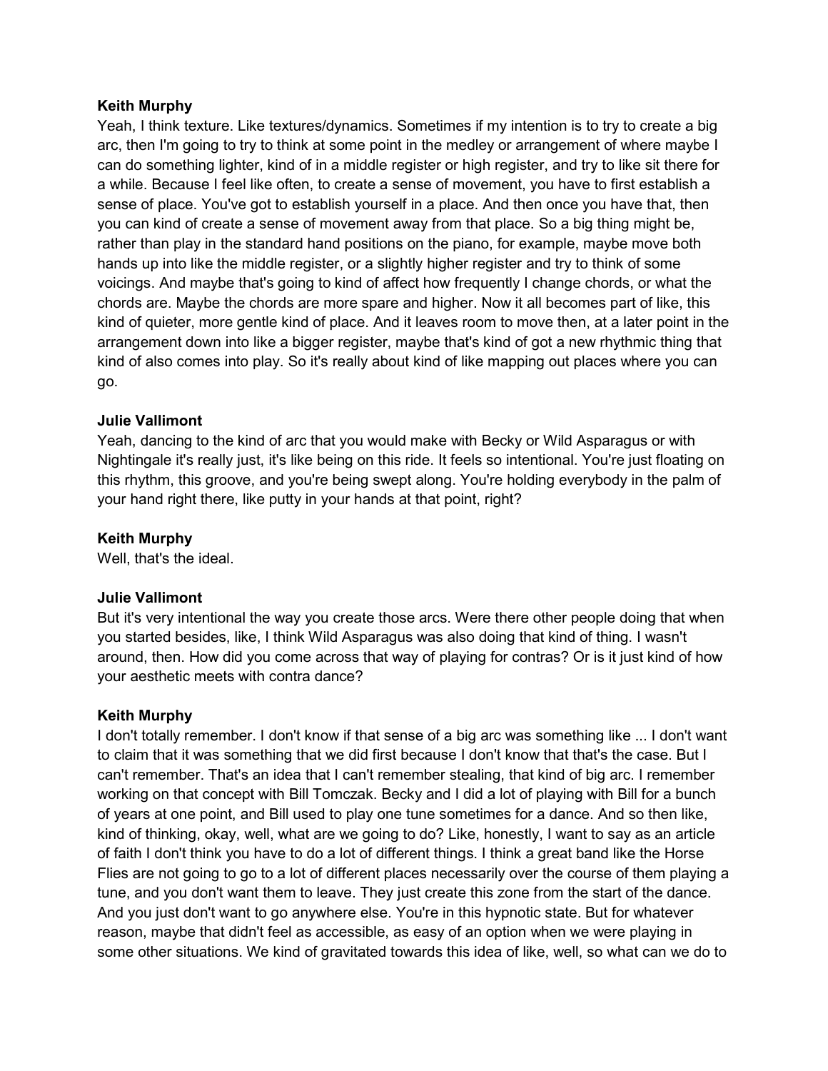**Keith Murphy**
Yeah, I think texture. Like textures/dynamics. Sometimes if my intention is to try to create a big arc, then I'm going to try to think at some point in the medley or arrangement of where maybe I can do something lighter, kind of in a middle register or high register, and try to like sit there for a while. Because I feel like often, to create a sense of movement, you have to first establish a sense of place. You've got to establish yourself in a place. And then once you have that, then you can kind of create a sense of movement away from that place. So a big thing might be, rather than play in the standard hand positions on the piano, for example, maybe move both hands up into like the middle register, or a slightly higher register and try to think of some voicings. And maybe that's going to kind of affect how frequently I change chords, or what the chords are. Maybe the chords are more spare and higher. Now it all becomes part of like, this kind of quieter, more gentle kind of place. And it leaves room to move then, at a later point in the arrangement down into like a bigger register, maybe that's kind of got a new rhythmic thing that kind of also comes into play. So it's really about kind of like mapping out places where you can go.

**Julie Vallimont**
Yeah, dancing to the kind of arc that you would make with Becky or Wild Asparagus or with Nightingale it's really just, it's like being on this ride. It feels so intentional. You're just floating on this rhythm, this groove, and you're being swept along. You're holding everybody in the palm of your hand right there, like putty in your hands at that point, right?

**Keith Murphy**
Well, that's the ideal.

**Julie Vallimont**
But it's very intentional the way you create those arcs. Were there other people doing that when you started besides, like, I think Wild Asparagus was also doing that kind of thing. I wasn't around, then. How did you come across that way of playing for contras? Or is it just kind of how your aesthetic meets with contra dance?

**Keith Murphy**
I don't totally remember. I don't know if that sense of a big arc was something like ... I don't want to claim that it was something that we did first because I don't know that that's the case. But I can't remember. That's an idea that I can't remember stealing, that kind of big arc. I remember working on that concept with Bill Tomczak. Becky and I did a lot of playing with Bill for a bunch of years at one point, and Bill used to play one tune sometimes for a dance. And so then like, kind of thinking, okay, well, what are we going to do? Like, honestly, I want to say as an article of faith I don't think you have to do a lot of different things. I think a great band like the Horse Flies are not going to go to a lot of different places necessarily over the course of them playing a tune, and you don't want them to leave. They just create this zone from the start of the dance. And you just don't want to go anywhere else. You're in this hypnotic state. But for whatever reason, maybe that didn't feel as accessible, as easy of an option when we were playing in some other situations. We kind of gravitated towards this idea of like, well, so what can we do to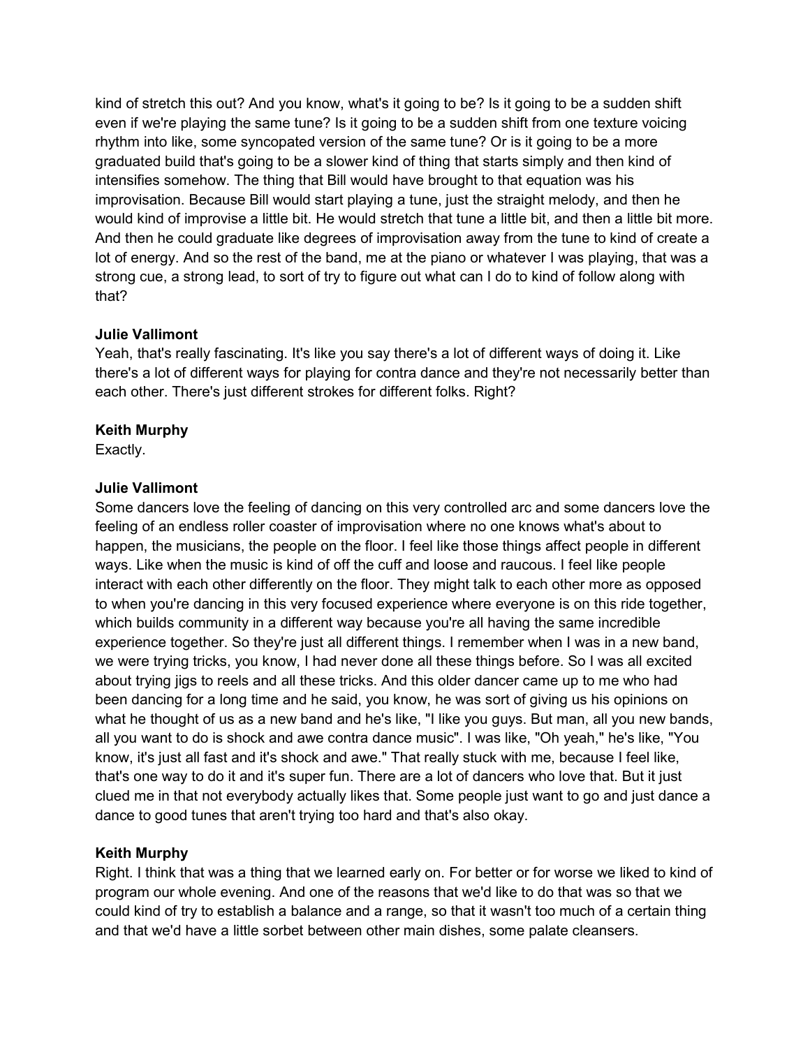kind of stretch this out? And you know, what's it going to be? Is it going to be a sudden shift even if we're playing the same tune? Is it going to be a sudden shift from one texture voicing rhythm into like, some syncopated version of the same tune? Or is it going to be a more graduated build that's going to be a slower kind of thing that starts simply and then kind of intensifies somehow. The thing that Bill would have brought to that equation was his improvisation. Because Bill would start playing a tune, just the straight melody, and then he would kind of improvise a little bit. He would stretch that tune a little bit, and then a little bit more. And then he could graduate like degrees of improvisation away from the tune to kind of create a lot of energy. And so the rest of the band, me at the piano or whatever I was playing, that was a strong cue, a strong lead, to sort of try to figure out what can I do to kind of follow along with that?

**Julie Vallimont**
Yeah, that's really fascinating. It's like you say there's a lot of different ways of doing it. Like there's a lot of different ways for playing for contra dance and they're not necessarily better than each other. There's just different strokes for different folks. Right?

**Keith Murphy**
Exactly.

**Julie Vallimont**
Some dancers love the feeling of dancing on this very controlled arc and some dancers love the feeling of an endless roller coaster of improvisation where no one knows what's about to happen, the musicians, the people on the floor. I feel like those things affect people in different ways. Like when the music is kind of off the cuff and loose and raucous. I feel like people interact with each other differently on the floor. They might talk to each other more as opposed to when you're dancing in this very focused experience where everyone is on this ride together, which builds community in a different way because you're all having the same incredible experience together. So they're just all different things. I remember when I was in a new band, we were trying tricks, you know, I had never done all these things before. So I was all excited about trying jigs to reels and all these tricks. And this older dancer came up to me who had been dancing for a long time and he said, you know, he was sort of giving us his opinions on what he thought of us as a new band and he's like, "I like you guys. But man, all you new bands, all you want to do is shock and awe contra dance music". I was like, "Oh yeah," he's like, "You know, it's just all fast and it's shock and awe." That really stuck with me, because I feel like, that's one way to do it and it's super fun. There are a lot of dancers who love that. But it just clued me in that not everybody actually likes that. Some people just want to go and just dance a dance to good tunes that aren't trying too hard and that's also okay.

**Keith Murphy**
Right. I think that was a thing that we learned early on. For better or for worse we liked to kind of program our whole evening. And one of the reasons that we'd like to do that was so that we could kind of try to establish a balance and a range, so that it wasn't too much of a certain thing and that we'd have a little sorbet between other main dishes, some palate cleansers.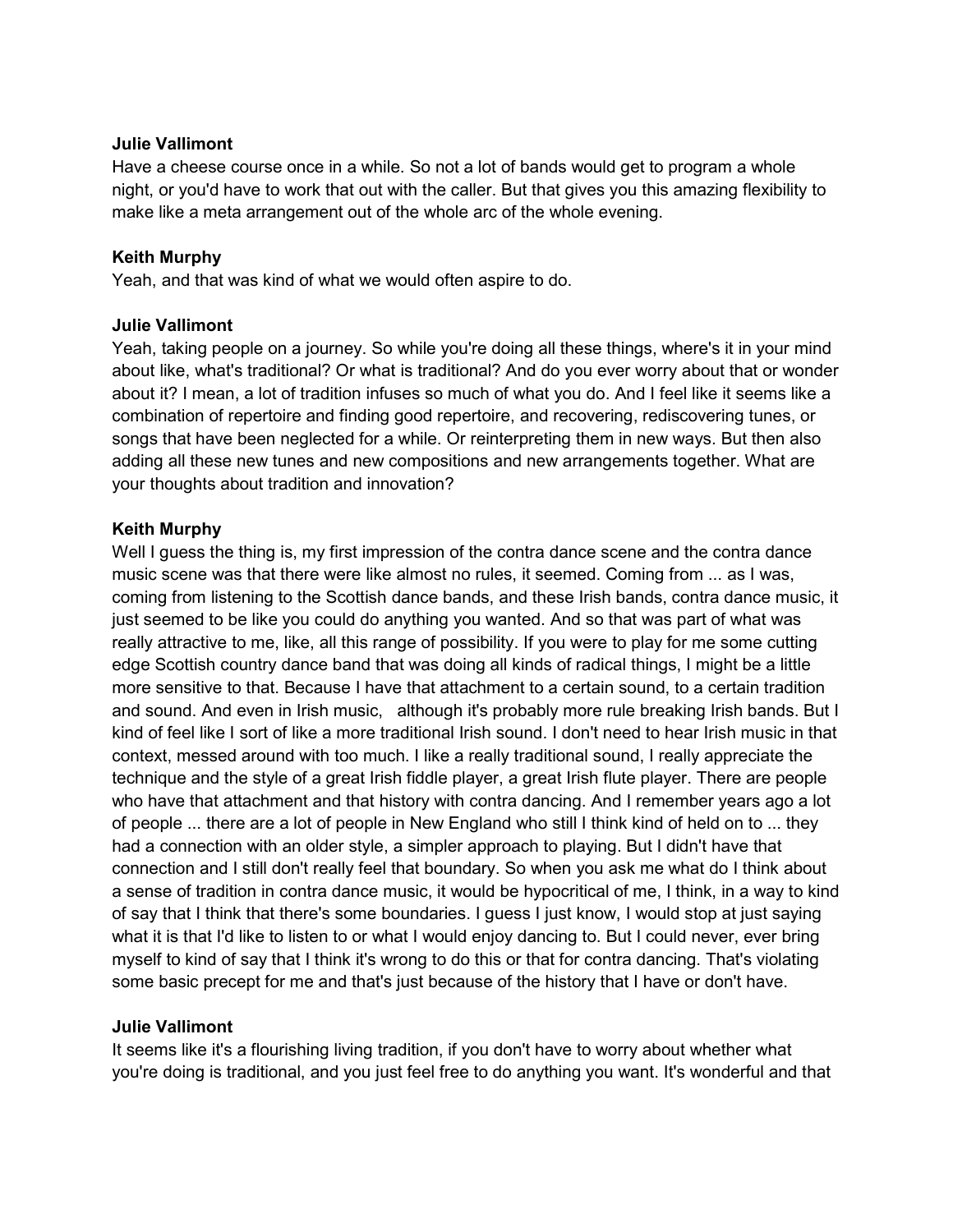**Julie Vallimont**
Have a cheese course once in a while. So not a lot of bands would get to program a whole night, or you'd have to work that out with the caller. But that gives you this amazing flexibility to make like a meta arrangement out of the whole arc of the whole evening.

**Keith Murphy**
Yeah, and that was kind of what we would often aspire to do.

**Julie Vallimont**
Yeah, taking people on a journey. So while you're doing all these things, where's it in your mind about like, what's traditional? Or what is traditional? And do you ever worry about that or wonder about it? I mean, a lot of tradition infuses so much of what you do. And I feel like it seems like a combination of repertoire and finding good repertoire, and recovering, rediscovering tunes, or songs that have been neglected for a while. Or reinterpreting them in new ways. But then also adding all these new tunes and new compositions and new arrangements together. What are your thoughts about tradition and innovation?

**Keith Murphy**
Well I guess the thing is, my first impression of the contra dance scene and the contra dance music scene was that there were like almost no rules, it seemed. Coming from ... as I was, coming from listening to the Scottish dance bands, and these Irish bands, contra dance music, it just seemed to be like you could do anything you wanted. And so that was part of what was really attractive to me, like, all this range of possibility. If you were to play for me some cutting edge Scottish country dance band that was doing all kinds of radical things, I might be a little more sensitive to that. Because I have that attachment to a certain sound, to a certain tradition and sound. And even in Irish music, although it's probably more rule breaking Irish bands. But I kind of feel like I sort of like a more traditional Irish sound. I don't need to hear Irish music in that context, messed around with too much. I like a really traditional sound, I really appreciate the technique and the style of a great Irish fiddle player, a great Irish flute player. There are people who have that attachment and that history with contra dancing. And I remember years ago a lot of people ... there are a lot of people in New England who still I think kind of held on to ... they had a connection with an older style, a simpler approach to playing. But I didn't have that connection and I still don't really feel that boundary. So when you ask me what do I think about a sense of tradition in contra dance music, it would be hypocritical of me, I think, in a way to kind of say that I think that there's some boundaries. I guess I just know, I would stop at just saying what it is that I'd like to listen to or what I would enjoy dancing to. But I could never, ever bring myself to kind of say that I think it's wrong to do this or that for contra dancing. That's violating some basic precept for me and that's just because of the history that I have or don't have.

**Julie Vallimont**
It seems like it's a flourishing living tradition, if you don't have to worry about whether what you're doing is traditional, and you just feel free to do anything you want. It's wonderful and that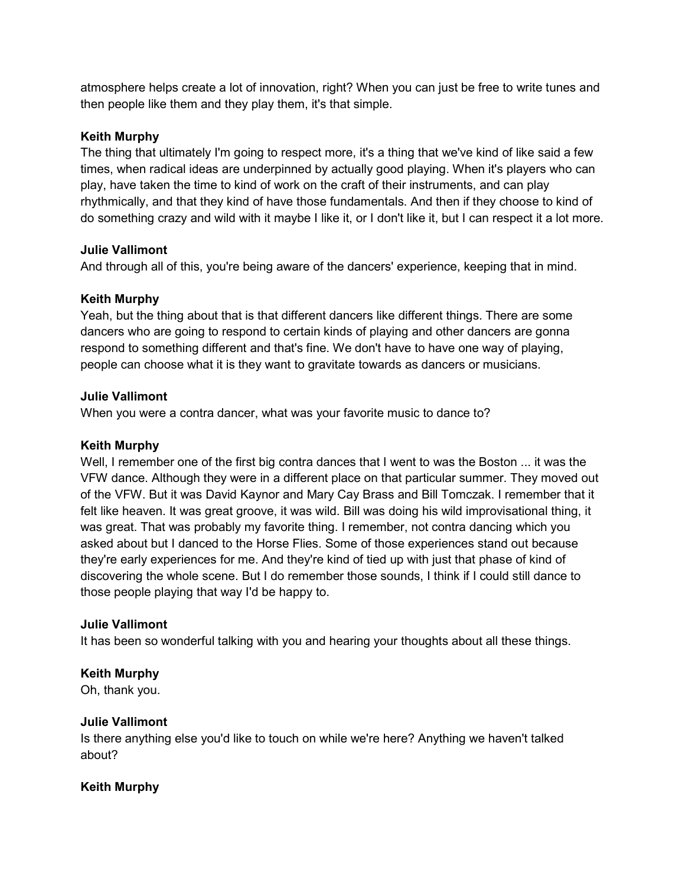atmosphere helps create a lot of innovation, right? When you can just be free to write tunes and then people like them and they play them, it's that simple.

**Keith Murphy**
The thing that ultimately I'm going to respect more, it's a thing that we've kind of like said a few times, when radical ideas are underpinned by actually good playing. When it's players who can play, have taken the time to kind of work on the craft of their instruments, and can play rhythmically, and that they kind of have those fundamentals. And then if they choose to kind of do something crazy and wild with it maybe I like it, or I don't like it, but I can respect it a lot more.

**Julie Vallimont**
And through all of this, you're being aware of the dancers' experience, keeping that in mind.

**Keith Murphy**
Yeah, but the thing about that is that different dancers like different things. There are some dancers who are going to respond to certain kinds of playing and other dancers are gonna respond to something different and that's fine. We don't have to have one way of playing, people can choose what it is they want to gravitate towards as dancers or musicians.

**Julie Vallimont**
When you were a contra dancer, what was your favorite music to dance to?

**Keith Murphy**
Well, I remember one of the first big contra dances that I went to was the Boston ... it was the VFW dance. Although they were in a different place on that particular summer. They moved out of the VFW. But it was David Kaynor and Mary Cay Brass and Bill Tomczak. I remember that it felt like heaven. It was great groove, it was wild. Bill was doing his wild improvisational thing, it was great. That was probably my favorite thing. I remember, not contra dancing which you asked about but I danced to the Horse Flies. Some of those experiences stand out because they're early experiences for me. And they're kind of tied up with just that phase of kind of discovering the whole scene. But I do remember those sounds, I think if I could still dance to those people playing that way I'd be happy to.

**Julie Vallimont**
It has been so wonderful talking with you and hearing your thoughts about all these things.

**Keith Murphy**
Oh, thank you.

**Julie Vallimont**
Is there anything else you'd like to touch on while we're here? Anything we haven't talked about?

**Keith Murphy**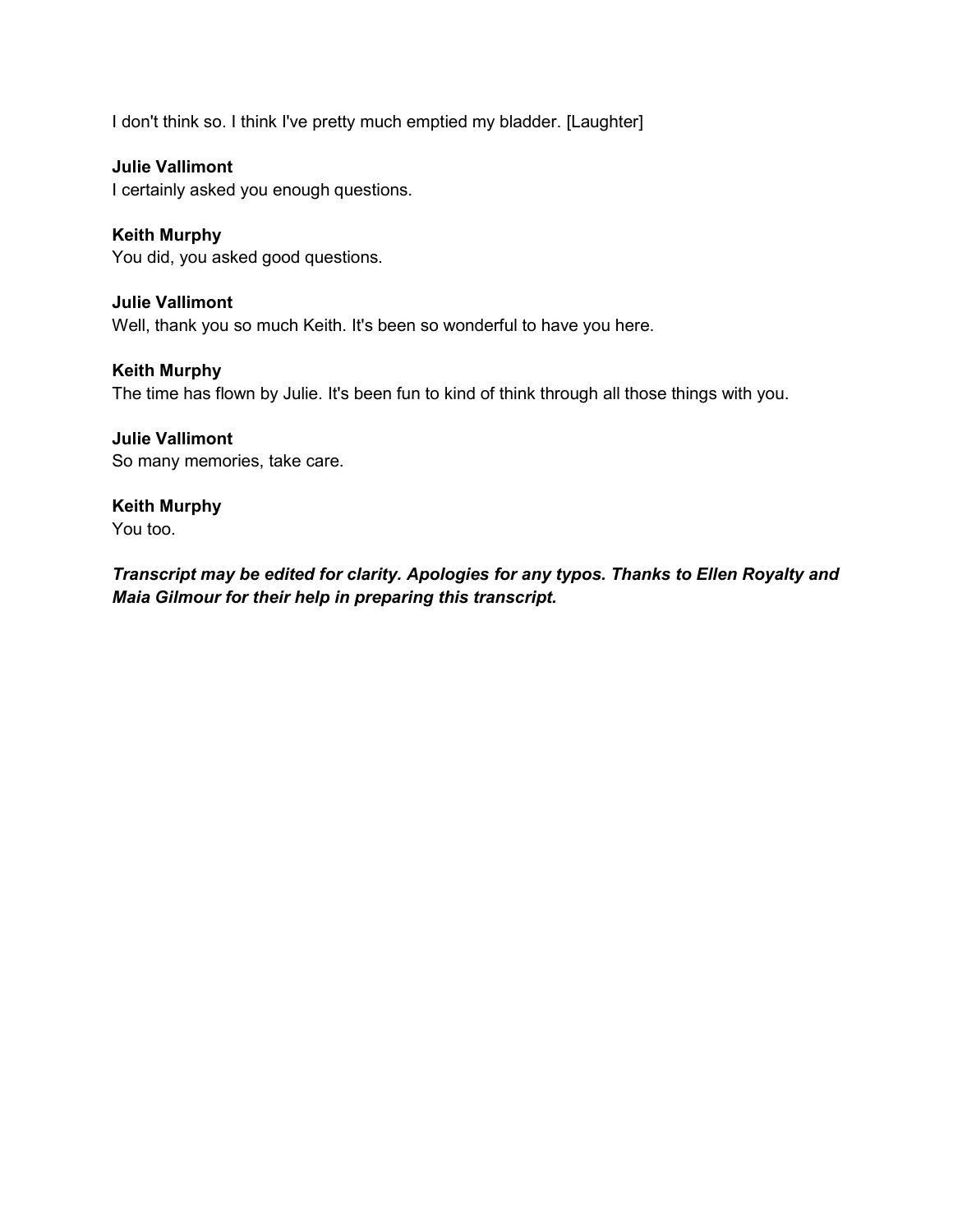I don't think so. I think I've pretty much emptied my bladder. [Laughter]

**Julie Vallimont**
I certainly asked you enough questions.

**Keith Murphy**
You did, you asked good questions.

**Julie Vallimont**
Well, thank you so much Keith. It's been so wonderful to have you here.

**Keith Murphy**
The time has flown by Julie. It's been fun to kind of think through all those things with you.

**Julie Vallimont**
So many memories, take care.

**Keith Murphy**
You too.

***Transcript may be edited for clarity. Apologies for any typos. Thanks to Ellen Royalty and Maia Gilmour for their help in preparing this transcript.***